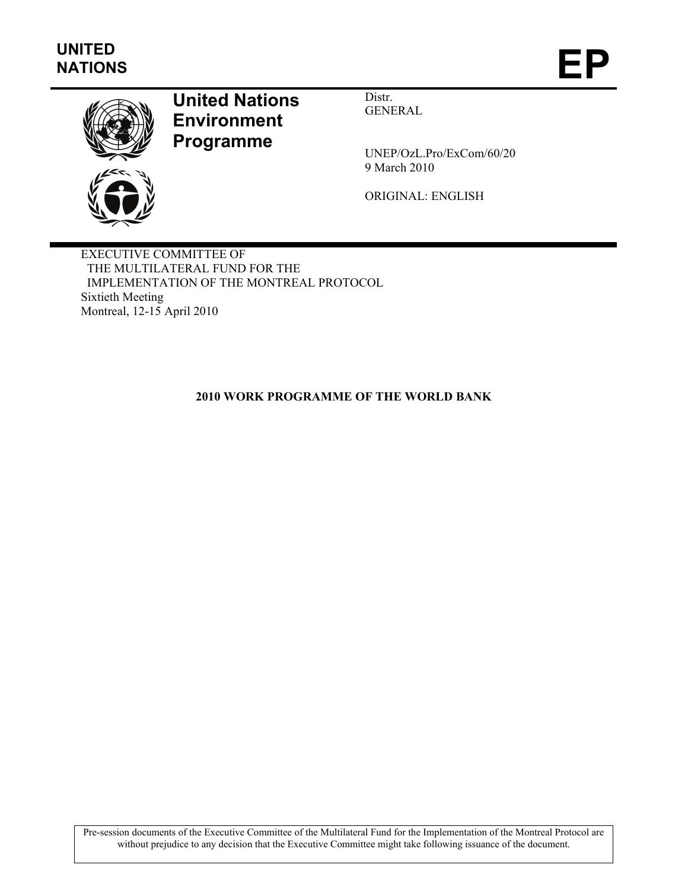UNITED NATIONS

# EP

**United Nations Environment Programme**

Distr.
GENERAL

UNEP/OzL.Pro/ExCom/60/20
9 March 2010

ORIGINAL: ENGLISH

EXECUTIVE COMMITTEE OF
THE MULTILATERAL FUND FOR THE
IMPLEMENTATION OF THE MONTREAL PROTOCOL
Sixtieth Meeting
Montreal, 12-15 April 2010

## 2010 WORK PROGRAMME OF THE WORLD BANK

Pre-session documents of the Executive Committee of the Multilateral Fund for the Implementation of the Montreal Protocol are without prejudice to any decision that the Executive Committee might take following issuance of the document.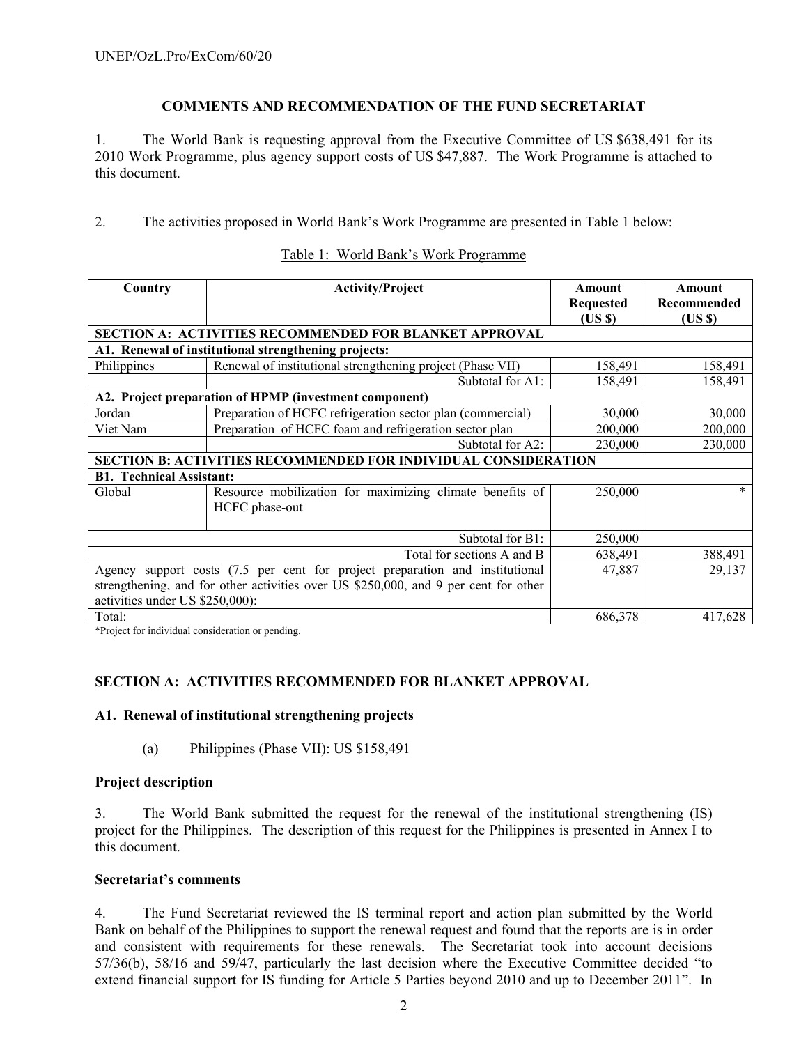## COMMENTS AND RECOMMENDATION OF THE FUND SECRETARIAT

1. The World Bank is requesting approval from the Executive Committee of US $638,491 for its 2010 Work Programme, plus agency support costs of US $47,887. The Work Programme is attached to this document.

2. The activities proposed in World Bank's Work Programme are presented in Table 1 below:

Table 1: World Bank's Work Programme

| Country | Activity/Project | Amount Requested (US $) | Amount Recommended (US $) |
|---|---|---|---|
| **SECTION A: ACTIVITIES RECOMMENDED FOR BLANKET APPROVAL** | | | |
| **A1. Renewal of institutional strengthening projects:** | | | |
| Philippines | Renewal of institutional strengthening project (Phase VII) | 158,491 | 158,491 |
| | Subtotal for A1: | 158,491 | 158,491 |
| **A2. Project preparation of HPMP (investment component)** | | | |
| Jordan | Preparation of HCFC refrigeration sector plan (commercial) | 30,000 | 30,000 |
| Viet Nam | Preparation of HCFC foam and refrigeration sector plan | 200,000 | 200,000 |
| | Subtotal for A2: | 230,000 | 230,000 |
| **SECTION B: ACTIVITIES RECOMMENDED FOR INDIVIDUAL CONSIDERATION** | | | |
| **B1. Technical Assistant:** | | | |
| Global | Resource mobilization for maximizing climate benefits of HCFC phase-out | 250,000 | * |
| | Subtotal for B1: | 250,000 | |
| | Total for sections A and B | 638,491 | 388,491 |
| Agency support costs (7.5 per cent for project preparation and institutional strengthening, and for other activities over US $250,000, and 9 per cent for other activities under US $250,000): | | 47,887 | 29,137 |
| Total: | | 686,378 | 417,628 |

*Project for individual consideration or pending.

## SECTION A: ACTIVITIES RECOMMENDED FOR BLANKET APPROVAL

### A1. Renewal of institutional strengthening projects

(a) Philippines (Phase VII): US $158,491

### Project description

3. The World Bank submitted the request for the renewal of the institutional strengthening (IS) project for the Philippines. The description of this request for the Philippines is presented in Annex I to this document.

### Secretariat's comments

4. The Fund Secretariat reviewed the IS terminal report and action plan submitted by the World Bank on behalf of the Philippines to support the renewal request and found that the reports are is in order and consistent with requirements for these renewals. The Secretariat took into account decisions 57/36(b), 58/16 and 59/47, particularly the last decision where the Executive Committee decided "to extend financial support for IS funding for Article 5 Parties beyond 2010 and up to December 2011". In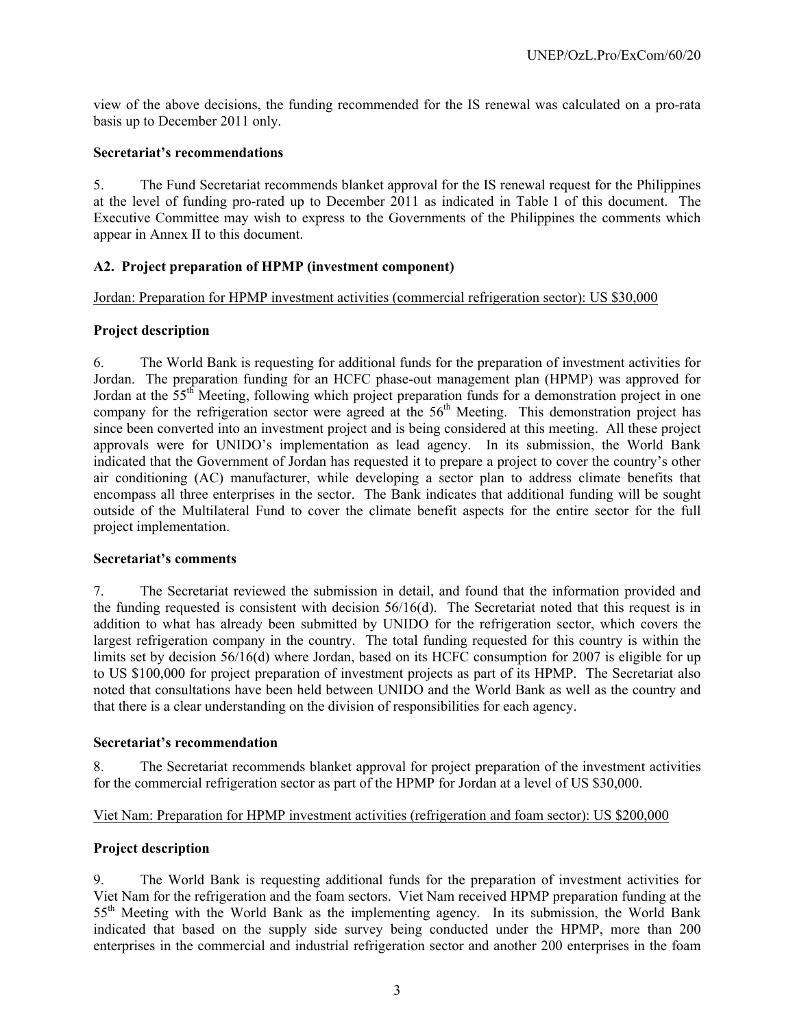view of the above decisions, the funding recommended for the IS renewal was calculated on a pro-rata basis up to December 2011 only.

**Secretariat's recommendations**

5. The Fund Secretariat recommends blanket approval for the IS renewal request for the Philippines at the level of funding pro-rated up to December 2011 as indicated in Table 1 of this document. The Executive Committee may wish to express to the Governments of the Philippines the comments which appear in Annex II to this document.

### A2. Project preparation of HPMP (investment component)

Jordan: Preparation for HPMP investment activities (commercial refrigeration sector): US $30,000

**Project description**

6. The World Bank is requesting for additional funds for the preparation of investment activities for Jordan. The preparation funding for an HCFC phase-out management plan (HPMP) was approved for Jordan at the 55th Meeting, following which project preparation funds for a demonstration project in one company for the refrigeration sector were agreed at the 56th Meeting. This demonstration project has since been converted into an investment project and is being considered at this meeting. All these project approvals were for UNIDO's implementation as lead agency. In its submission, the World Bank indicated that the Government of Jordan has requested it to prepare a project to cover the country's other air conditioning (AC) manufacturer, while developing a sector plan to address climate benefits that encompass all three enterprises in the sector. The Bank indicates that additional funding will be sought outside of the Multilateral Fund to cover the climate benefit aspects for the entire sector for the full project implementation.

**Secretariat's comments**

7. The Secretariat reviewed the submission in detail, and found that the information provided and the funding requested is consistent with decision 56/16(d). The Secretariat noted that this request is in addition to what has already been submitted by UNIDO for the refrigeration sector, which covers the largest refrigeration company in the country. The total funding requested for this country is within the limits set by decision 56/16(d) where Jordan, based on its HCFC consumption for 2007 is eligible for up to US $100,000 for project preparation of investment projects as part of its HPMP. The Secretariat also noted that consultations have been held between UNIDO and the World Bank as well as the country and that there is a clear understanding on the division of responsibilities for each agency.

**Secretariat's recommendation**

8. The Secretariat recommends blanket approval for project preparation of the investment activities for the commercial refrigeration sector as part of the HPMP for Jordan at a level of US $30,000.

Viet Nam: Preparation for HPMP investment activities (refrigeration and foam sector): US $200,000

**Project description**

9. The World Bank is requesting additional funds for the preparation of investment activities for Viet Nam for the refrigeration and the foam sectors. Viet Nam received HPMP preparation funding at the 55th Meeting with the World Bank as the implementing agency. In its submission, the World Bank indicated that based on the supply side survey being conducted under the HPMP, more than 200 enterprises in the commercial and industrial refrigeration sector and another 200 enterprises in the foam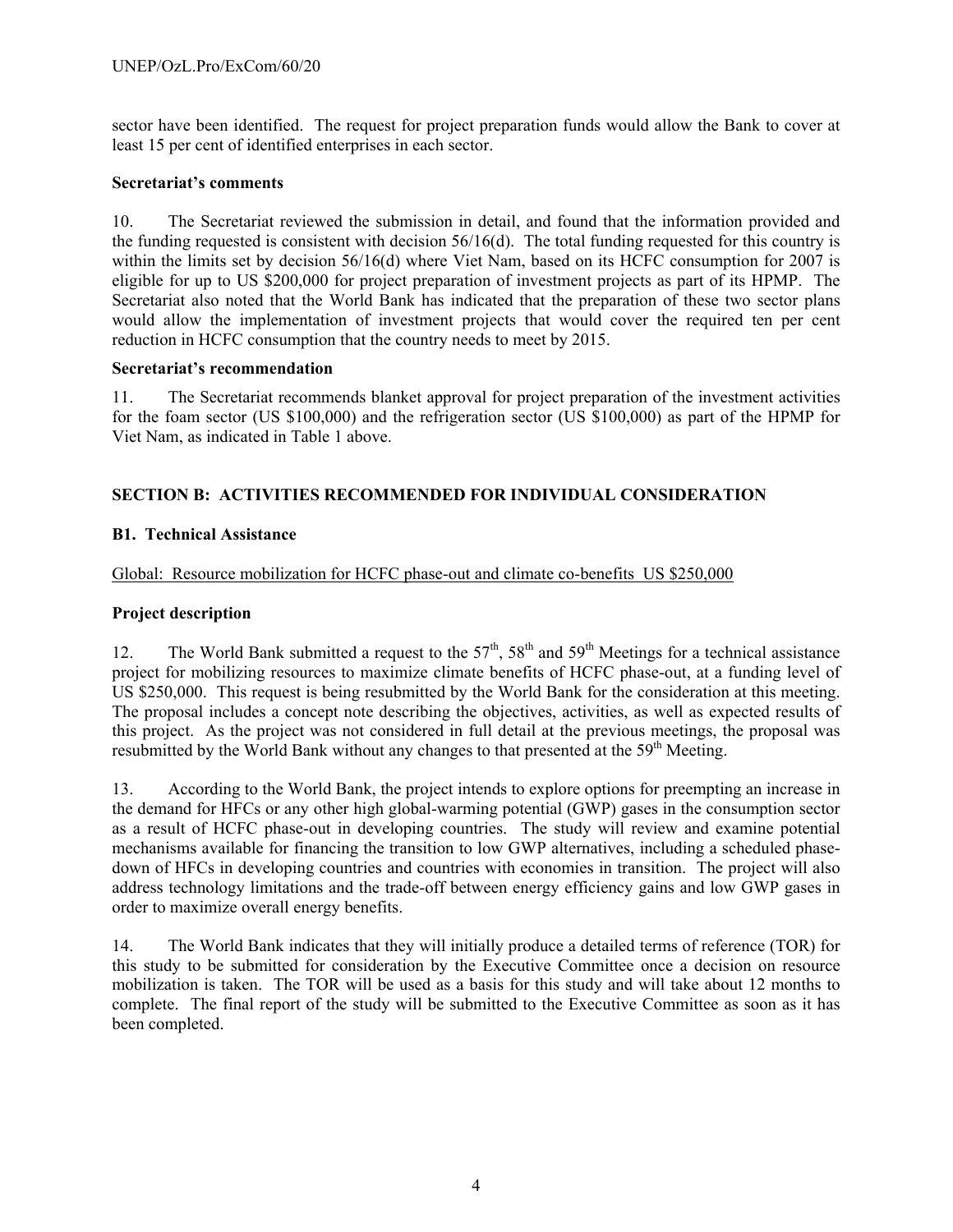sector have been identified. The request for project preparation funds would allow the Bank to cover at least 15 per cent of identified enterprises in each sector.

**Secretariat's comments**

10. The Secretariat reviewed the submission in detail, and found that the information provided and the funding requested is consistent with decision 56/16(d). The total funding requested for this country is within the limits set by decision 56/16(d) where Viet Nam, based on its HCFC consumption for 2007 is eligible for up to US $200,000 for project preparation of investment projects as part of its HPMP. The Secretariat also noted that the World Bank has indicated that the preparation of these two sector plans would allow the implementation of investment projects that would cover the required ten per cent reduction in HCFC consumption that the country needs to meet by 2015.

**Secretariat's recommendation**

11. The Secretariat recommends blanket approval for project preparation of the investment activities for the foam sector (US $100,000) and the refrigeration sector (US $100,000) as part of the HPMP for Viet Nam, as indicated in Table 1 above.

## SECTION B: ACTIVITIES RECOMMENDED FOR INDIVIDUAL CONSIDERATION

### B1. Technical Assistance

Global: Resource mobilization for HCFC phase-out and climate co-benefits US $250,000

**Project description**

12. The World Bank submitted a request to the 57th, 58th and 59th Meetings for a technical assistance project for mobilizing resources to maximize climate benefits of HCFC phase-out, at a funding level of US $250,000. This request is being resubmitted by the World Bank for the consideration at this meeting. The proposal includes a concept note describing the objectives, activities, as well as expected results of this project. As the project was not considered in full detail at the previous meetings, the proposal was resubmitted by the World Bank without any changes to that presented at the 59th Meeting.

13. According to the World Bank, the project intends to explore options for preempting an increase in the demand for HFCs or any other high global-warming potential (GWP) gases in the consumption sector as a result of HCFC phase-out in developing countries. The study will review and examine potential mechanisms available for financing the transition to low GWP alternatives, including a scheduled phase-down of HFCs in developing countries and countries with economies in transition. The project will also address technology limitations and the trade-off between energy efficiency gains and low GWP gases in order to maximize overall energy benefits.

14. The World Bank indicates that they will initially produce a detailed terms of reference (TOR) for this study to be submitted for consideration by the Executive Committee once a decision on resource mobilization is taken. The TOR will be used as a basis for this study and will take about 12 months to complete. The final report of the study will be submitted to the Executive Committee as soon as it has been completed.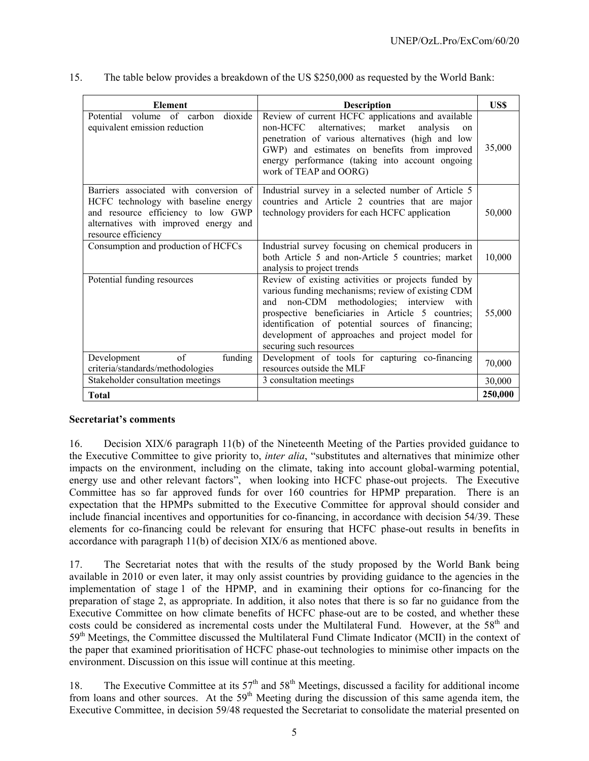15. The table below provides a breakdown of the US $250,000 as requested by the World Bank:

| Element | Description | US$ |
|---|---|---|
| Potential volume of carbon dioxide equivalent emission reduction | Review of current HCFC applications and available non-HCFC alternatives; market analysis on penetration of various alternatives (high and low GWP) and estimates on benefits from improved energy performance (taking into account ongoing work of TEAP and OORG) | 35,000 |
| Barriers associated with conversion of HCFC technology with baseline energy and resource efficiency to low GWP alternatives with improved energy and resource efficiency | Industrial survey in a selected number of Article 5 countries and Article 2 countries that are major technology providers for each HCFC application | 50,000 |
| Consumption and production of HCFCs | Industrial survey focusing on chemical producers in both Article 5 and non-Article 5 countries; market analysis to project trends | 10,000 |
| Potential funding resources | Review of existing activities or projects funded by various funding mechanisms; review of existing CDM and non-CDM methodologies; interview with prospective beneficiaries in Article 5 countries; identification of potential sources of financing; development of approaches and project model for securing such resources | 55,000 |
| Development of funding criteria/standards/methodologies | Development of tools for capturing co-financing resources outside the MLF | 70,000 |
| Stakeholder consultation meetings | 3 consultation meetings | 30,000 |
| **Total** | | **250,000** |

**Secretariat's comments**

16. Decision XIX/6 paragraph 11(b) of the Nineteenth Meeting of the Parties provided guidance to the Executive Committee to give priority to, *inter alia*, "substitutes and alternatives that minimize other impacts on the environment, including on the climate, taking into account global-warming potential, energy use and other relevant factors", when looking into HCFC phase-out projects. The Executive Committee has so far approved funds for over 160 countries for HPMP preparation. There is an expectation that the HPMPs submitted to the Executive Committee for approval should consider and include financial incentives and opportunities for co-financing, in accordance with decision 54/39. These elements for co-financing could be relevant for ensuring that HCFC phase-out results in benefits in accordance with paragraph 11(b) of decision XIX/6 as mentioned above.

17. The Secretariat notes that with the results of the study proposed by the World Bank being available in 2010 or even later, it may only assist countries by providing guidance to the agencies in the implementation of stage 1 of the HPMP, and in examining their options for co-financing for the preparation of stage 2, as appropriate. In addition, it also notes that there is so far no guidance from the Executive Committee on how climate benefits of HCFC phase-out are to be costed, and whether these costs could be considered as incremental costs under the Multilateral Fund. However, at the 58th and 59th Meetings, the Committee discussed the Multilateral Fund Climate Indicator (MCII) in the context of the paper that examined prioritisation of HCFC phase-out technologies to minimise other impacts on the environment. Discussion on this issue will continue at this meeting.

18. The Executive Committee at its 57th and 58th Meetings, discussed a facility for additional income from loans and other sources. At the 59th Meeting during the discussion of this same agenda item, the Executive Committee, in decision 59/48 requested the Secretariat to consolidate the material presented on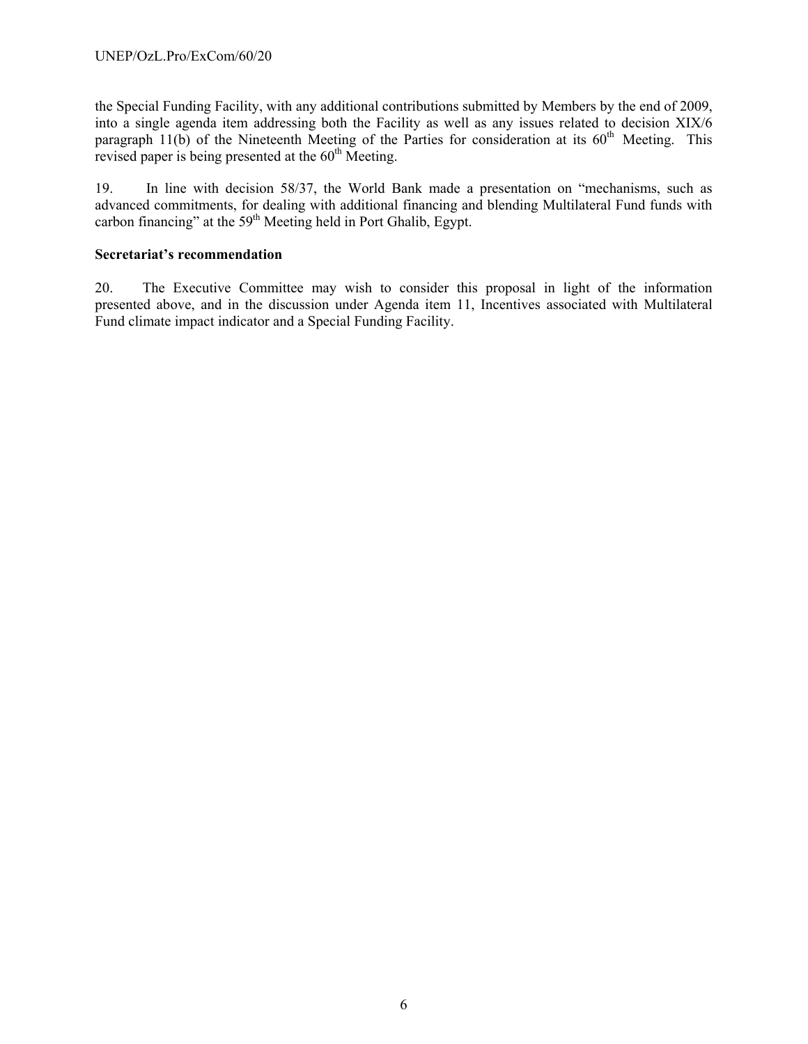the Special Funding Facility, with any additional contributions submitted by Members by the end of 2009, into a single agenda item addressing both the Facility as well as any issues related to decision XIX/6 paragraph 11(b) of the Nineteenth Meeting of the Parties for consideration at its 60th Meeting. This revised paper is being presented at the 60th Meeting.

19. In line with decision 58/37, the World Bank made a presentation on "mechanisms, such as advanced commitments, for dealing with additional financing and blending Multilateral Fund funds with carbon financing" at the 59th Meeting held in Port Ghalib, Egypt.

**Secretariat's recommendation**

20. The Executive Committee may wish to consider this proposal in light of the information presented above, and in the discussion under Agenda item 11, Incentives associated with Multilateral Fund climate impact indicator and a Special Funding Facility.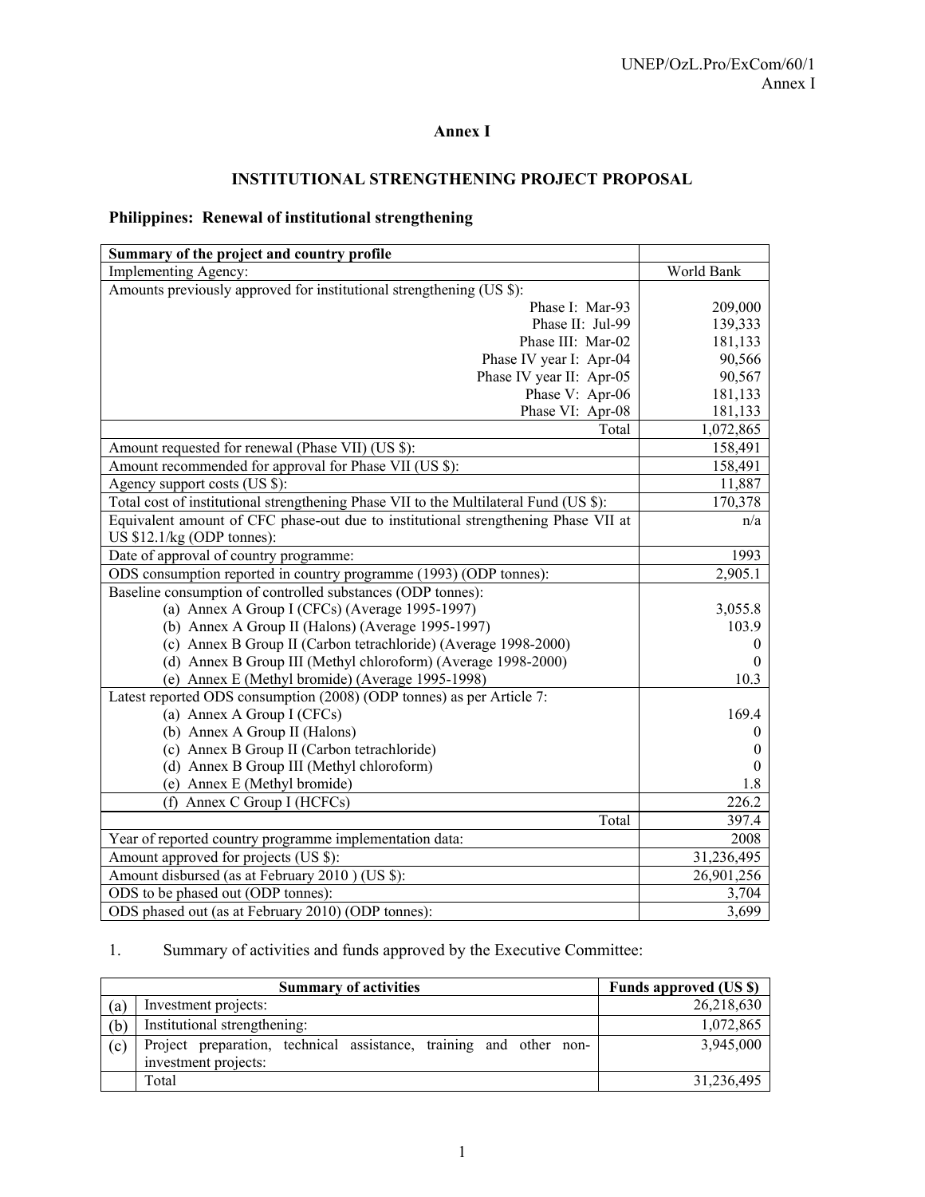# Annex I

## INSTITUTIONAL STRENGTHENING PROJECT PROPOSAL

### Philippines: Renewal of institutional strengthening

| Summary of the project and country profile | |
|---|---|
| Implementing Agency: | World Bank |
| Amounts previously approved for institutional strengthening (US $): | |
| Phase I: Mar-93 | 209,000 |
| Phase II: Jul-99 | 139,333 |
| Phase III: Mar-02 | 181,133 |
| Phase IV year I: Apr-04 | 90,566 |
| Phase IV year II: Apr-05 | 90,567 |
| Phase V: Apr-06 | 181,133 |
| Phase VI: Apr-08 | 181,133 |
| Total | 1,072,865 |
| Amount requested for renewal (Phase VII) (US $): | 158,491 |
| Amount recommended for approval for Phase VII (US $): | 158,491 |
| Agency support costs (US $): | 11,887 |
| Total cost of institutional strengthening Phase VII to the Multilateral Fund (US $): | 170,378 |
| Equivalent amount of CFC phase-out due to institutional strengthening Phase VII at US $12.1/kg (ODP tonnes): | n/a |
| Date of approval of country programme: | 1993 |
| ODS consumption reported in country programme (1993) (ODP tonnes): | 2,905.1 |
| Baseline consumption of controlled substances (ODP tonnes): | |
| (a) Annex A Group I (CFCs) (Average 1995-1997) | 3,055.8 |
| (b) Annex A Group II (Halons) (Average 1995-1997) | 103.9 |
| (c) Annex B Group II (Carbon tetrachloride) (Average 1998-2000) | 0 |
| (d) Annex B Group III (Methyl chloroform) (Average 1998-2000) | 0 |
| (e) Annex E (Methyl bromide) (Average 1995-1998) | 10.3 |
| Latest reported ODS consumption (2008) (ODP tonnes) as per Article 7: | |
| (a) Annex A Group I (CFCs) | 169.4 |
| (b) Annex A Group II (Halons) | 0 |
| (c) Annex B Group II (Carbon tetrachloride) | 0 |
| (d) Annex B Group III (Methyl chloroform) | 0 |
| (e) Annex E (Methyl bromide) | 1.8 |
| (f) Annex C Group I (HCFCs) | 226.2 |
| Total | 397.4 |
| Year of reported country programme implementation data: | 2008 |
| Amount approved for projects (US $): | 31,236,495 |
| Amount disbursed (as at February 2010 ) (US $): | 26,901,256 |
| ODS to be phased out (ODP tonnes): | 3,704 |
| ODS phased out (as at February 2010) (ODP tonnes): | 3,699 |

1. Summary of activities and funds approved by the Executive Committee:

| | Summary of activities | Funds approved (US $) |
|---|---|---|
| (a) | Investment projects: | 26,218,630 |
| (b) | Institutional strengthening: | 1,072,865 |
| (c) | Project preparation, technical assistance, training and other non-investment projects: | 3,945,000 |
| | Total | 31,236,495 |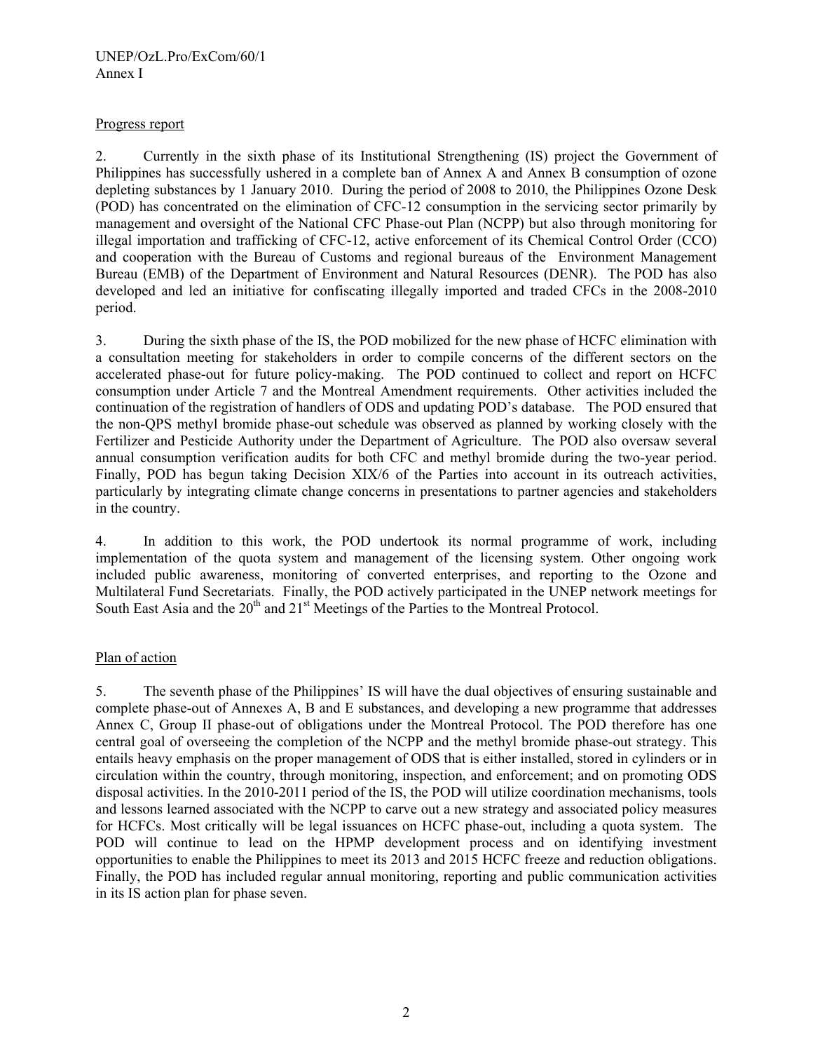Progress report

2. Currently in the sixth phase of its Institutional Strengthening (IS) project the Government of Philippines has successfully ushered in a complete ban of Annex A and Annex B consumption of ozone depleting substances by 1 January 2010. During the period of 2008 to 2010, the Philippines Ozone Desk (POD) has concentrated on the elimination of CFC-12 consumption in the servicing sector primarily by management and oversight of the National CFC Phase-out Plan (NCPP) but also through monitoring for illegal importation and trafficking of CFC-12, active enforcement of its Chemical Control Order (CCO) and cooperation with the Bureau of Customs and regional bureaus of the Environment Management Bureau (EMB) of the Department of Environment and Natural Resources (DENR). The POD has also developed and led an initiative for confiscating illegally imported and traded CFCs in the 2008-2010 period.

3. During the sixth phase of the IS, the POD mobilized for the new phase of HCFC elimination with a consultation meeting for stakeholders in order to compile concerns of the different sectors on the accelerated phase-out for future policy-making. The POD continued to collect and report on HCFC consumption under Article 7 and the Montreal Amendment requirements. Other activities included the continuation of the registration of handlers of ODS and updating POD's database. The POD ensured that the non-QPS methyl bromide phase-out schedule was observed as planned by working closely with the Fertilizer and Pesticide Authority under the Department of Agriculture. The POD also oversaw several annual consumption verification audits for both CFC and methyl bromide during the two-year period. Finally, POD has begun taking Decision XIX/6 of the Parties into account in its outreach activities, particularly by integrating climate change concerns in presentations to partner agencies and stakeholders in the country.

4. In addition to this work, the POD undertook its normal programme of work, including implementation of the quota system and management of the licensing system. Other ongoing work included public awareness, monitoring of converted enterprises, and reporting to the Ozone and Multilateral Fund Secretariats. Finally, the POD actively participated in the UNEP network meetings for South East Asia and the 20th and 21st Meetings of the Parties to the Montreal Protocol.

Plan of action

5. The seventh phase of the Philippines' IS will have the dual objectives of ensuring sustainable and complete phase-out of Annexes A, B and E substances, and developing a new programme that addresses Annex C, Group II phase-out of obligations under the Montreal Protocol. The POD therefore has one central goal of overseeing the completion of the NCPP and the methyl bromide phase-out strategy. This entails heavy emphasis on the proper management of ODS that is either installed, stored in cylinders or in circulation within the country, through monitoring, inspection, and enforcement; and on promoting ODS disposal activities. In the 2010-2011 period of the IS, the POD will utilize coordination mechanisms, tools and lessons learned associated with the NCPP to carve out a new strategy and associated policy measures for HCFCs. Most critically will be legal issuances on HCFC phase-out, including a quota system. The POD will continue to lead on the HPMP development process and on identifying investment opportunities to enable the Philippines to meet its 2013 and 2015 HCFC freeze and reduction obligations. Finally, the POD has included regular annual monitoring, reporting and public communication activities in its IS action plan for phase seven.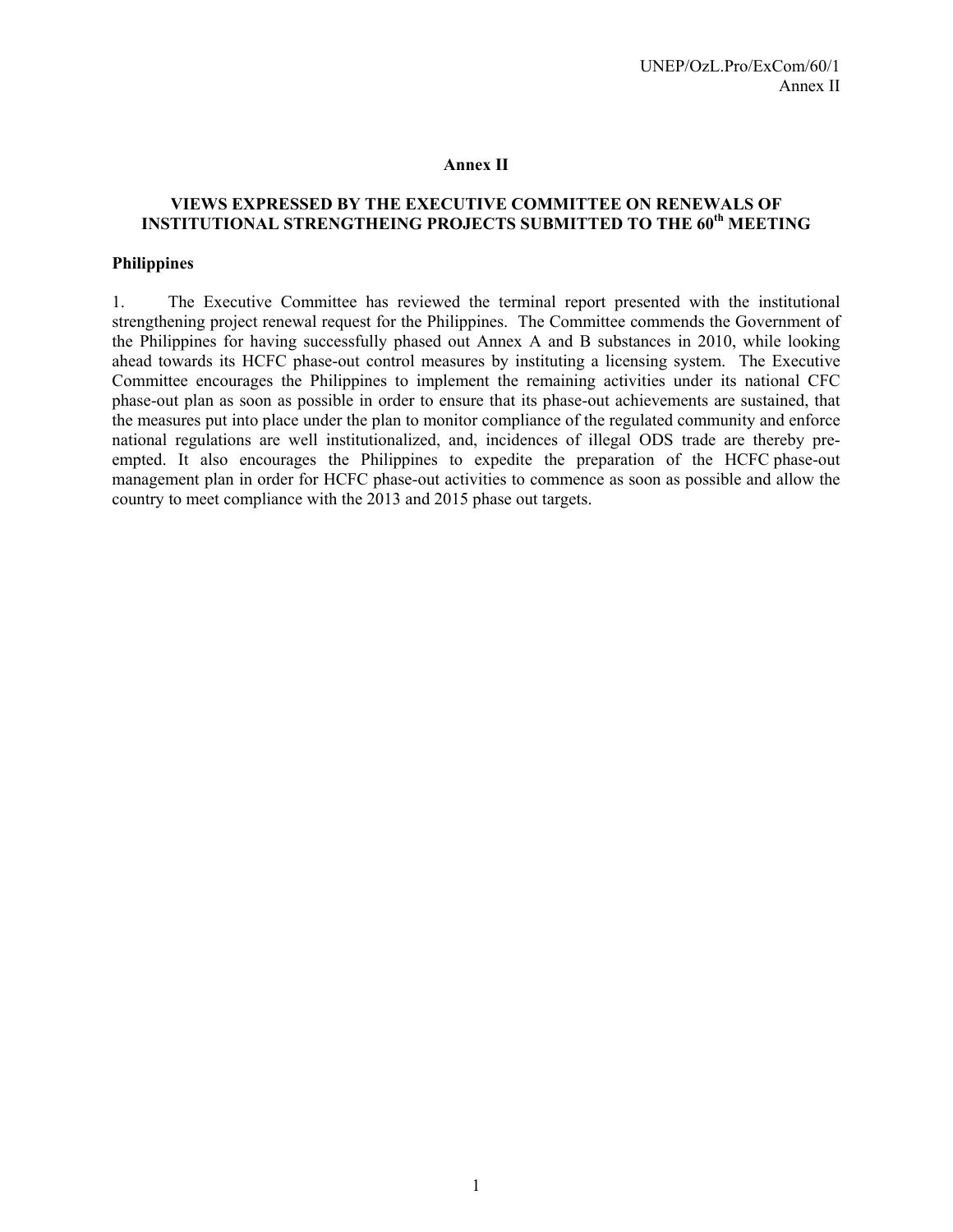# Annex II

## VIEWS EXPRESSED BY THE EXECUTIVE COMMITTEE ON RENEWALS OF INSTITUTIONAL STRENGTHEING PROJECTS SUBMITTED TO THE 60th MEETING

### Philippines

1. The Executive Committee has reviewed the terminal report presented with the institutional strengthening project renewal request for the Philippines. The Committee commends the Government of the Philippines for having successfully phased out Annex A and B substances in 2010, while looking ahead towards its HCFC phase-out control measures by instituting a licensing system. The Executive Committee encourages the Philippines to implement the remaining activities under its national CFC phase-out plan as soon as possible in order to ensure that its phase-out achievements are sustained, that the measures put into place under the plan to monitor compliance of the regulated community and enforce national regulations are well institutionalized, and, incidences of illegal ODS trade are thereby pre-empted. It also encourages the Philippines to expedite the preparation of the HCFC phase-out management plan in order for HCFC phase-out activities to commence as soon as possible and allow the country to meet compliance with the 2013 and 2015 phase out targets.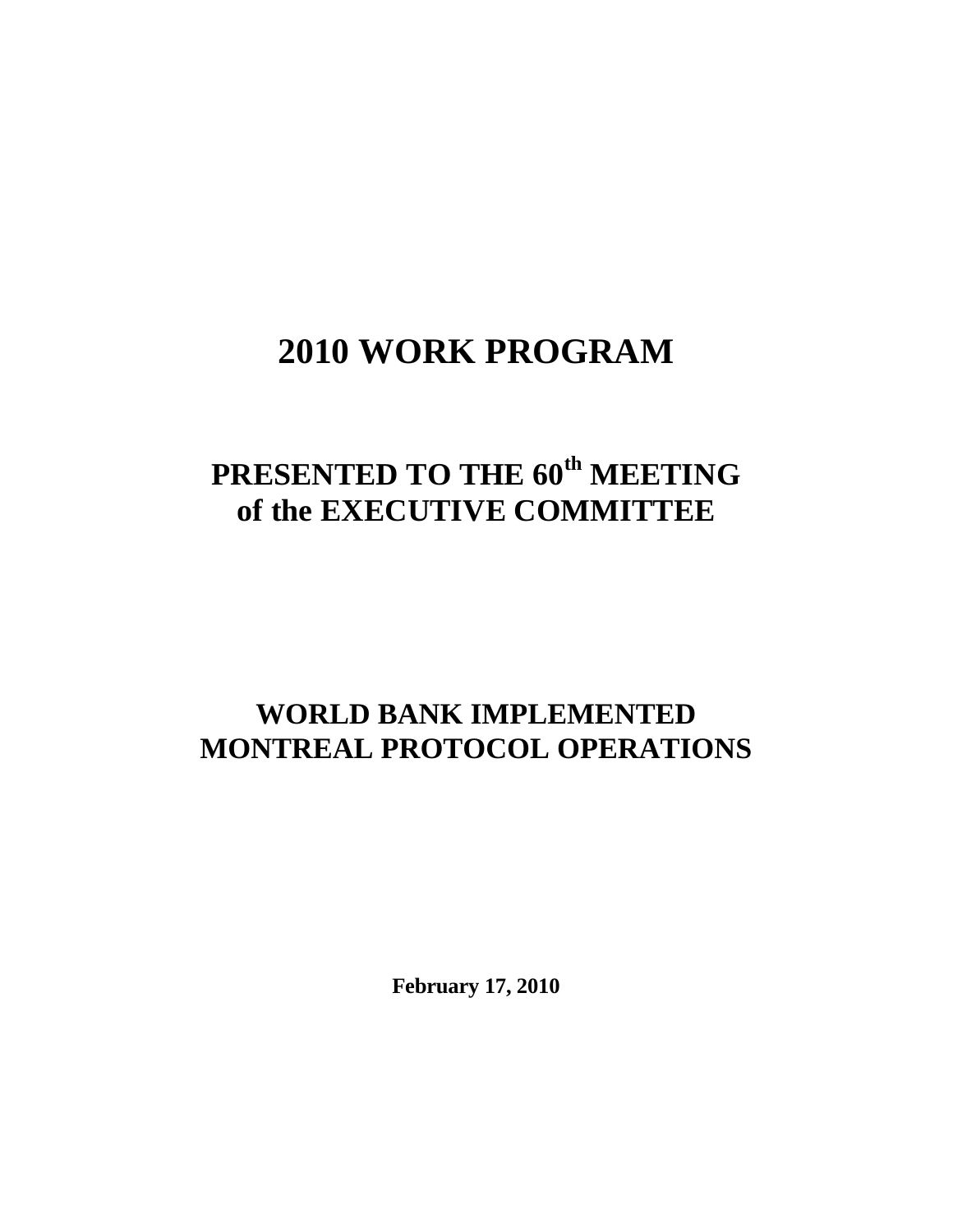# 2010 WORK PROGRAM

## PRESENTED TO THE 60th MEETING of the EXECUTIVE COMMITTEE

## WORLD BANK IMPLEMENTED MONTREAL PROTOCOL OPERATIONS

**February 17, 2010**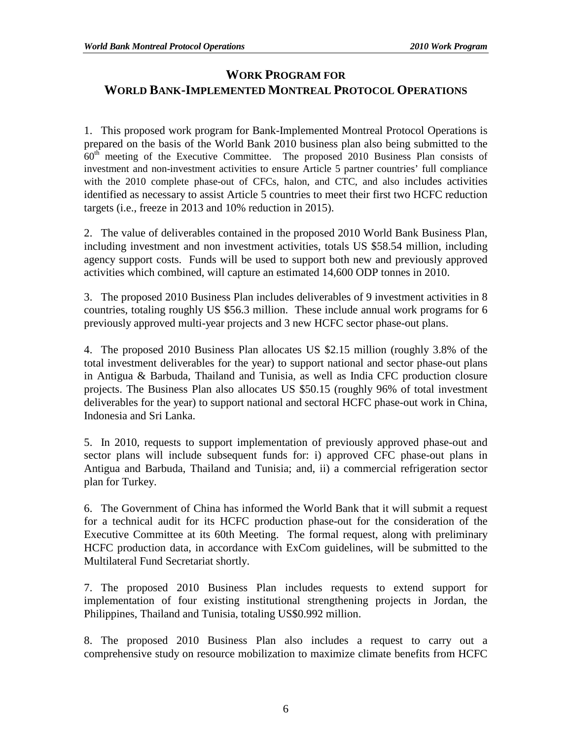## WORK PROGRAM FOR WORLD BANK-IMPLEMENTED MONTREAL PROTOCOL OPERATIONS

1. This proposed work program for Bank-Implemented Montreal Protocol Operations is prepared on the basis of the World Bank 2010 business plan also being submitted to the 60th meeting of the Executive Committee. The proposed 2010 Business Plan consists of investment and non-investment activities to ensure Article 5 partner countries' full compliance with the 2010 complete phase-out of CFCs, halon, and CTC, and also includes activities identified as necessary to assist Article 5 countries to meet their first two HCFC reduction targets (i.e., freeze in 2013 and 10% reduction in 2015).

2. The value of deliverables contained in the proposed 2010 World Bank Business Plan, including investment and non investment activities, totals US $58.54 million, including agency support costs. Funds will be used to support both new and previously approved activities which combined, will capture an estimated 14,600 ODP tonnes in 2010.

3. The proposed 2010 Business Plan includes deliverables of 9 investment activities in 8 countries, totaling roughly US $56.3 million. These include annual work programs for 6 previously approved multi-year projects and 3 new HCFC sector phase-out plans.

4. The proposed 2010 Business Plan allocates US $2.15 million (roughly 3.8% of the total investment deliverables for the year) to support national and sector phase-out plans in Antigua & Barbuda, Thailand and Tunisia, as well as India CFC production closure projects. The Business Plan also allocates US $50.15 (roughly 96% of total investment deliverables for the year) to support national and sectoral HCFC phase-out work in China, Indonesia and Sri Lanka.

5. In 2010, requests to support implementation of previously approved phase-out and sector plans will include subsequent funds for: i) approved CFC phase-out plans in Antigua and Barbuda, Thailand and Tunisia; and, ii) a commercial refrigeration sector plan for Turkey.

6. The Government of China has informed the World Bank that it will submit a request for a technical audit for its HCFC production phase-out for the consideration of the Executive Committee at its 60th Meeting. The formal request, along with preliminary HCFC production data, in accordance with ExCom guidelines, will be submitted to the Multilateral Fund Secretariat shortly.

7. The proposed 2010 Business Plan includes requests to extend support for implementation of four existing institutional strengthening projects in Jordan, the Philippines, Thailand and Tunisia, totaling US$0.992 million.

8. The proposed 2010 Business Plan also includes a request to carry out a comprehensive study on resource mobilization to maximize climate benefits from HCFC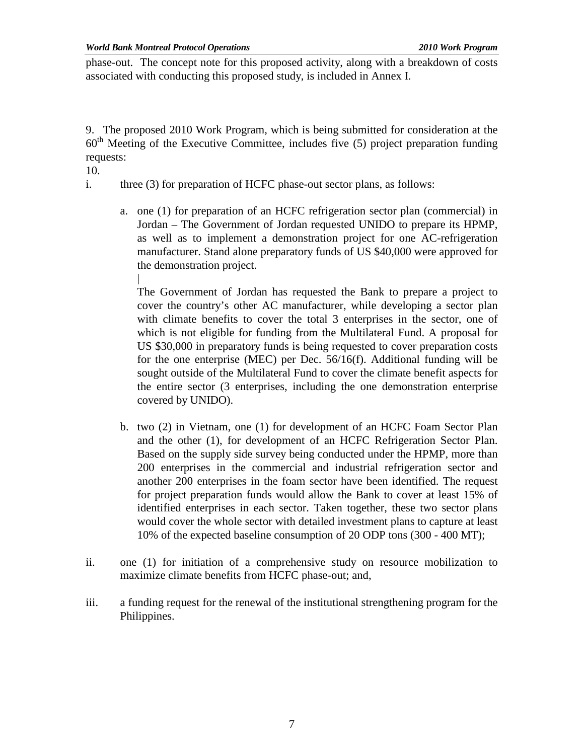phase-out. The concept note for this proposed activity, along with a breakdown of costs associated with conducting this proposed study, is included in Annex I.

9. The proposed 2010 Work Program, which is being submitted for consideration at the 60th Meeting of the Executive Committee, includes five (5) project preparation funding requests:

10.

i. three (3) for preparation of HCFC phase-out sector plans, as follows:

   a. one (1) for preparation of an HCFC refrigeration sector plan (commercial) in Jordan – The Government of Jordan requested UNIDO to prepare its HPMP, as well as to implement a demonstration project for one AC-refrigeration manufacturer. Stand alone preparatory funds of US $40,000 were approved for the demonstration project.

      |

      The Government of Jordan has requested the Bank to prepare a project to cover the country's other AC manufacturer, while developing a sector plan with climate benefits to cover the total 3 enterprises in the sector, one of which is not eligible for funding from the Multilateral Fund. A proposal for US $30,000 in preparatory funds is being requested to cover preparation costs for the one enterprise (MEC) per Dec. 56/16(f). Additional funding will be sought outside of the Multilateral Fund to cover the climate benefit aspects for the entire sector (3 enterprises, including the one demonstration enterprise covered by UNIDO).

   b. two (2) in Vietnam, one (1) for development of an HCFC Foam Sector Plan and the other (1), for development of an HCFC Refrigeration Sector Plan. Based on the supply side survey being conducted under the HPMP, more than 200 enterprises in the commercial and industrial refrigeration sector and another 200 enterprises in the foam sector have been identified. The request for project preparation funds would allow the Bank to cover at least 15% of identified enterprises in each sector. Taken together, these two sector plans would cover the whole sector with detailed investment plans to capture at least 10% of the expected baseline consumption of 20 ODP tons (300 - 400 MT);

ii. one (1) for initiation of a comprehensive study on resource mobilization to maximize climate benefits from HCFC phase-out; and,

iii. a funding request for the renewal of the institutional strengthening program for the Philippines.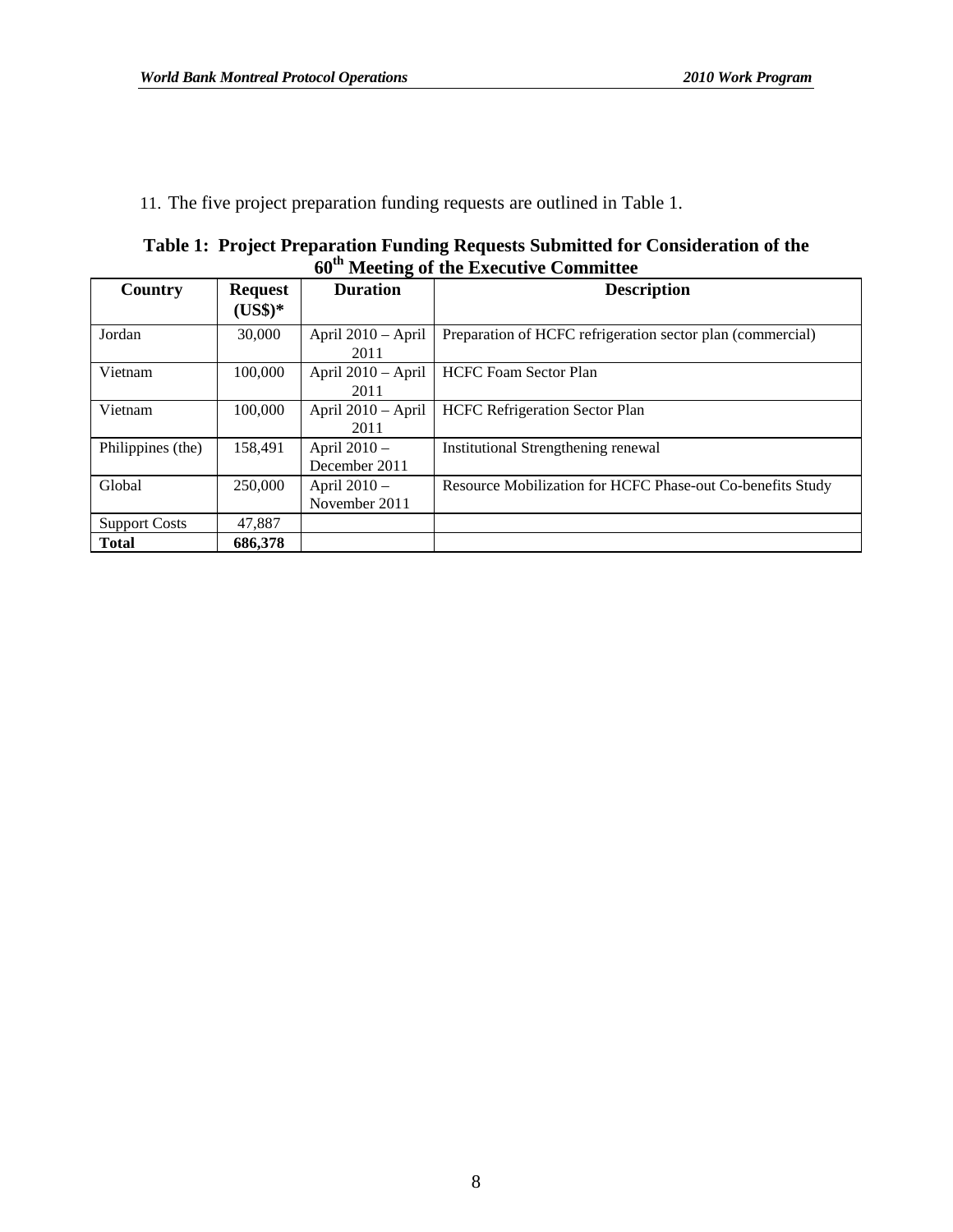11. The five project preparation funding requests are outlined in Table 1.

**Table 1: Project Preparation Funding Requests Submitted for Consideration of the 60th Meeting of the Executive Committee**

| Country | Request (US$)* | Duration | Description |
|---|---|---|---|
| Jordan | 30,000 | April 2010 – April 2011 | Preparation of HCFC refrigeration sector plan (commercial) |
| Vietnam | 100,000 | April 2010 – April 2011 | HCFC Foam Sector Plan |
| Vietnam | 100,000 | April 2010 – April 2011 | HCFC Refrigeration Sector Plan |
| Philippines (the) | 158,491 | April 2010 – December 2011 | Institutional Strengthening renewal |
| Global | 250,000 | April 2010 – November 2011 | Resource Mobilization for HCFC Phase-out Co-benefits Study |
| Support Costs | 47,887 | | |
| **Total** | **686,378** | | |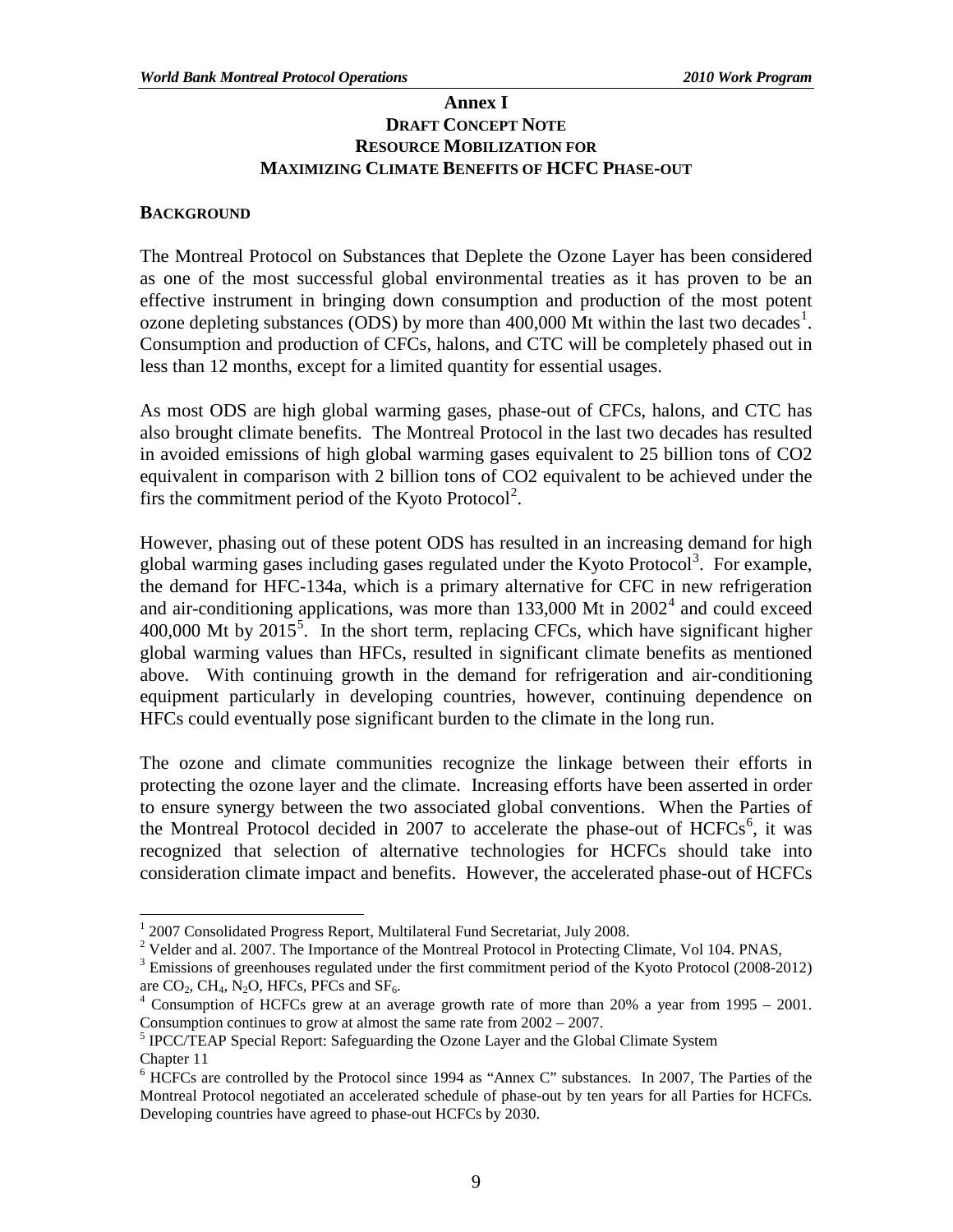## Annex I

### DRAFT CONCEPT NOTE
### RESOURCE MOBILIZATION FOR
### MAXIMIZING CLIMATE BENEFITS OF HCFC PHASE-OUT

**BACKGROUND**

The Montreal Protocol on Substances that Deplete the Ozone Layer has been considered as one of the most successful global environmental treaties as it has proven to be an effective instrument in bringing down consumption and production of the most potent ozone depleting substances (ODS) by more than 400,000 Mt within the last two decades[1]. Consumption and production of CFCs, halons, and CTC will be completely phased out in less than 12 months, except for a limited quantity for essential usages.

As most ODS are high global warming gases, phase-out of CFCs, halons, and CTC has also brought climate benefits. The Montreal Protocol in the last two decades has resulted in avoided emissions of high global warming gases equivalent to 25 billion tons of CO2 equivalent in comparison with 2 billion tons of CO2 equivalent to be achieved under the firs the commitment period of the Kyoto Protocol[2].

However, phasing out of these potent ODS has resulted in an increasing demand for high global warming gases including gases regulated under the Kyoto Protocol[3]. For example, the demand for HFC-134a, which is a primary alternative for CFC in new refrigeration and air-conditioning applications, was more than 133,000 Mt in 2002[4] and could exceed 400,000 Mt by 2015[5]. In the short term, replacing CFCs, which have significant higher global warming values than HFCs, resulted in significant climate benefits as mentioned above. With continuing growth in the demand for refrigeration and air-conditioning equipment particularly in developing countries, however, continuing dependence on HFCs could eventually pose significant burden to the climate in the long run.

The ozone and climate communities recognize the linkage between their efforts in protecting the ozone layer and the climate. Increasing efforts have been asserted in order to ensure synergy between the two associated global conventions. When the Parties of the Montreal Protocol decided in 2007 to accelerate the phase-out of HCFCs[6], it was recognized that selection of alternative technologies for HCFCs should take into consideration climate impact and benefits. However, the accelerated phase-out of HCFCs

---

[1] 2007 Consolidated Progress Report, Multilateral Fund Secretariat, July 2008.

[2] Velder and al. 2007. The Importance of the Montreal Protocol in Protecting Climate, Vol 104. PNAS,

[3] Emissions of greenhouses regulated under the first commitment period of the Kyoto Protocol (2008-2012) are $CO_2$, $CH_4$, $N_2O$, HFCs, PFCs and $SF_6$.

[4] Consumption of HCFCs grew at an average growth rate of more than 20% a year from 1995 – 2001. Consumption continues to grow at almost the same rate from 2002 – 2007.

[5] IPCC/TEAP Special Report: Safeguarding the Ozone Layer and the Global Climate System Chapter 11

[6] HCFCs are controlled by the Protocol since 1994 as "Annex C" substances. In 2007, The Parties of the Montreal Protocol negotiated an accelerated schedule of phase-out by ten years for all Parties for HCFCs. Developing countries have agreed to phase-out HCFCs by 2030.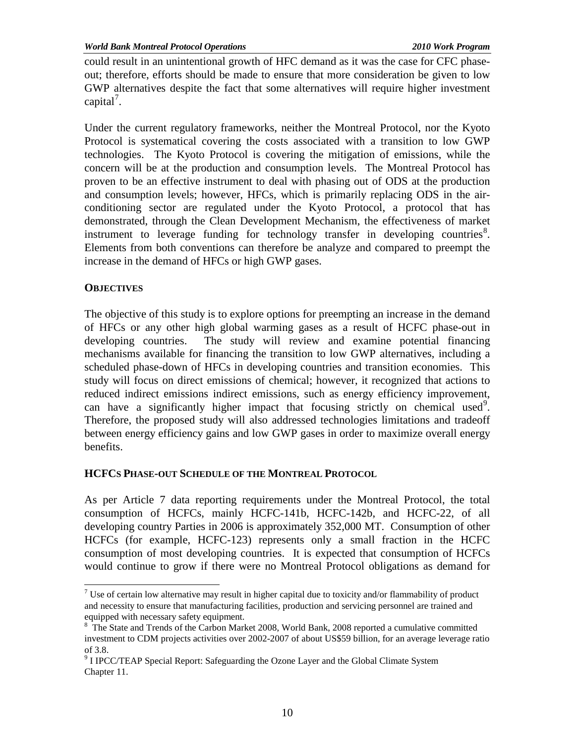could result in an unintentional growth of HFC demand as it was the case for CFC phase-out; therefore, efforts should be made to ensure that more consideration be given to low GWP alternatives despite the fact that some alternatives will require higher investment capital[7].

Under the current regulatory frameworks, neither the Montreal Protocol, nor the Kyoto Protocol is systematical covering the costs associated with a transition to low GWP technologies. The Kyoto Protocol is covering the mitigation of emissions, while the concern will be at the production and consumption levels. The Montreal Protocol has proven to be an effective instrument to deal with phasing out of ODS at the production and consumption levels; however, HFCs, which is primarily replacing ODS in the air-conditioning sector are regulated under the Kyoto Protocol, a protocol that has demonstrated, through the Clean Development Mechanism, the effectiveness of market instrument to leverage funding for technology transfer in developing countries[8]. Elements from both conventions can therefore be analyze and compared to preempt the increase in the demand of HFCs or high GWP gases.

## OBJECTIVES

The objective of this study is to explore options for preempting an increase in the demand of HFCs or any other high global warming gases as a result of HCFC phase-out in developing countries. The study will review and examine potential financing mechanisms available for financing the transition to low GWP alternatives, including a scheduled phase-down of HFCs in developing countries and transition economies. This study will focus on direct emissions of chemical; however, it recognized that actions to reduced indirect emissions indirect emissions, such as energy efficiency improvement, can have a significantly higher impact that focusing strictly on chemical used[9]. Therefore, the proposed study will also addressed technologies limitations and tradeoff between energy efficiency gains and low GWP gases in order to maximize overall energy benefits.

## HCFCS PHASE-OUT SCHEDULE OF THE MONTREAL PROTOCOL

As per Article 7 data reporting requirements under the Montreal Protocol, the total consumption of HCFCs, mainly HCFC-141b, HCFC-142b, and HCFC-22, of all developing country Parties in 2006 is approximately 352,000 MT. Consumption of other HCFCs (for example, HCFC-123) represents only a small fraction in the HCFC consumption of most developing countries. It is expected that consumption of HCFCs would continue to grow if there were no Montreal Protocol obligations as demand for

---

[7] Use of certain low alternative may result in higher capital due to toxicity and/or flammability of product and necessity to ensure that manufacturing facilities, production and servicing personnel are trained and equipped with necessary safety equipment.

[8] The State and Trends of the Carbon Market 2008, World Bank, 2008 reported a cumulative committed investment to CDM projects activities over 2002-2007 of about US$59 billion, for an average leverage ratio of 3.8.

[9] I IPCC/TEAP Special Report: Safeguarding the Ozone Layer and the Global Climate System Chapter 11.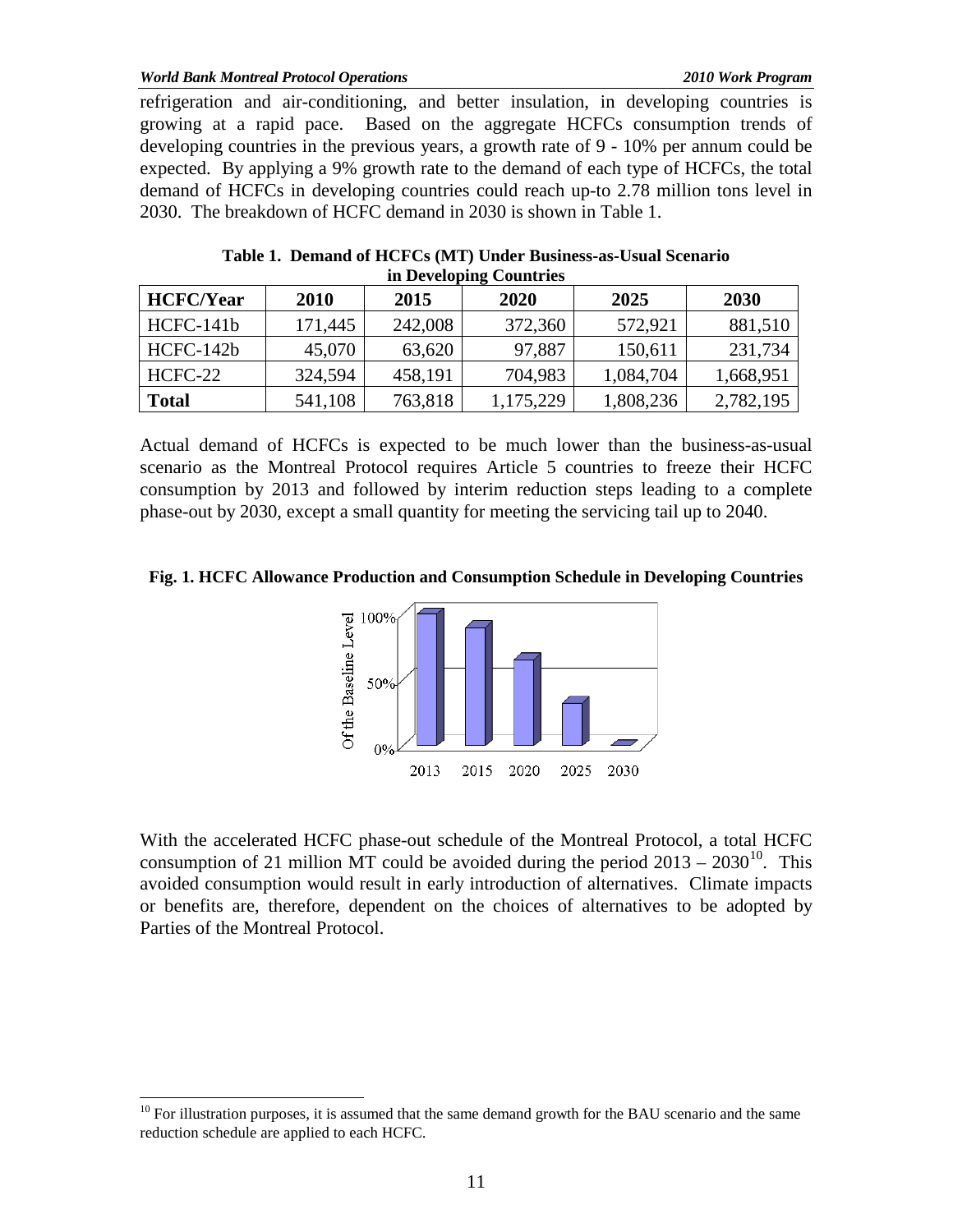refrigeration and air-conditioning, and better insulation, in developing countries is growing at a rapid pace. Based on the aggregate HCFCs consumption trends of developing countries in the previous years, a growth rate of 9 - 10% per annum could be expected. By applying a 9% growth rate to the demand of each type of HCFCs, the total demand of HCFCs in developing countries could reach up-to 2.78 million tons level in 2030. The breakdown of HCFC demand in 2030 is shown in Table 1.

**Table 1. Demand of HCFCs (MT) Under Business-as-Usual Scenario in Developing Countries**

| HCFC/Year | 2010 | 2015 | 2020 | 2025 | 2030 |
|---|---|---|---|---|---|
| HCFC-141b | 171,445 | 242,008 | 372,360 | 572,921 | 881,510 |
| HCFC-142b | 45,070 | 63,620 | 97,887 | 150,611 | 231,734 |
| HCFC-22 | 324,594 | 458,191 | 704,983 | 1,084,704 | 1,668,951 |
| **Total** | 541,108 | 763,818 | 1,175,229 | 1,808,236 | 2,782,195 |

Actual demand of HCFCs is expected to be much lower than the business-as-usual scenario as the Montreal Protocol requires Article 5 countries to freeze their HCFC consumption by 2013 and followed by interim reduction steps leading to a complete phase-out by 2030, except a small quantity for meeting the servicing tail up to 2040.

**Fig. 1. HCFC Allowance Production and Consumption Schedule in Developing Countries**

With the accelerated HCFC phase-out schedule of the Montreal Protocol, a total HCFC consumption of 21 million MT could be avoided during the period 2013 – 2030[10]. This avoided consumption would result in early introduction of alternatives. Climate impacts or benefits are, therefore, dependent on the choices of alternatives to be adopted by Parties of the Montreal Protocol.

[10] For illustration purposes, it is assumed that the same demand growth for the BAU scenario and the same reduction schedule are applied to each HCFC.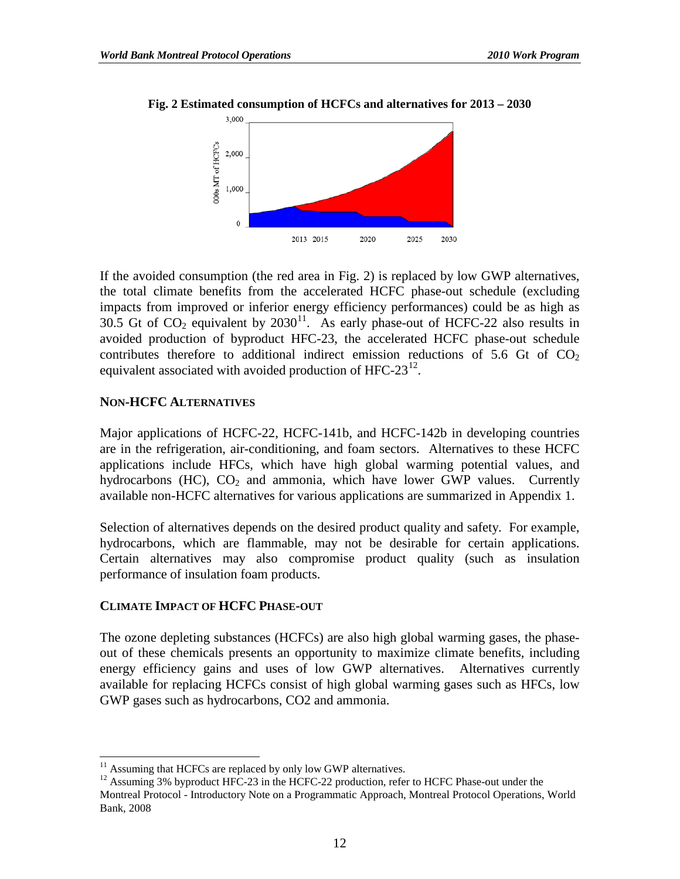**Fig. 2 Estimated consumption of HCFCs and alternatives for 2013 – 2030**

If the avoided consumption (the red area in Fig. 2) is replaced by low GWP alternatives, the total climate benefits from the accelerated HCFC phase-out schedule (excluding impacts from improved or inferior energy efficiency performances) could be as high as 30.5 Gt of $CO_2$ equivalent by 2030[11]. As early phase-out of HCFC-22 also results in avoided production of byproduct HFC-23, the accelerated HCFC phase-out schedule contributes therefore to additional indirect emission reductions of 5.6 Gt of $CO_2$ equivalent associated with avoided production of HFC-23[12].

## NON-HCFC ALTERNATIVES

Major applications of HCFC-22, HCFC-141b, and HCFC-142b in developing countries are in the refrigeration, air-conditioning, and foam sectors. Alternatives to these HCFC applications include HFCs, which have high global warming potential values, and hydrocarbons (HC), $CO_2$ and ammonia, which have lower GWP values. Currently available non-HCFC alternatives for various applications are summarized in Appendix 1.

Selection of alternatives depends on the desired product quality and safety. For example, hydrocarbons, which are flammable, may not be desirable for certain applications. Certain alternatives may also compromise product quality (such as insulation performance of insulation foam products.

## CLIMATE IMPACT OF HCFC PHASE-OUT

The ozone depleting substances (HCFCs) are also high global warming gases, the phase-out of these chemicals presents an opportunity to maximize climate benefits, including energy efficiency gains and uses of low GWP alternatives. Alternatives currently available for replacing HCFCs consist of high global warming gases such as HFCs, low GWP gases such as hydrocarbons, CO2 and ammonia.

---

[11] Assuming that HCFCs are replaced by only low GWP alternatives.

[12] Assuming 3% byproduct HFC-23 in the HCFC-22 production, refer to HCFC Phase-out under the Montreal Protocol - Introductory Note on a Programmatic Approach, Montreal Protocol Operations, World Bank, 2008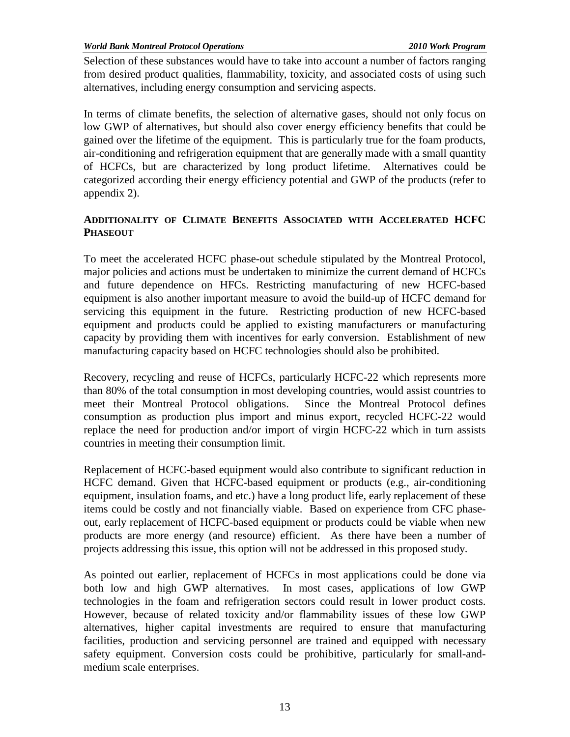Selection of these substances would have to take into account a number of factors ranging from desired product qualities, flammability, toxicity, and associated costs of using such alternatives, including energy consumption and servicing aspects.

In terms of climate benefits, the selection of alternative gases, should not only focus on low GWP of alternatives, but should also cover energy efficiency benefits that could be gained over the lifetime of the equipment. This is particularly true for the foam products, air-conditioning and refrigeration equipment that are generally made with a small quantity of HCFCs, but are characterized by long product lifetime. Alternatives could be categorized according their energy efficiency potential and GWP of the products (refer to appendix 2).

### ADDITIONALITY OF CLIMATE BENEFITS ASSOCIATED WITH ACCELERATED HCFC PHASEOUT

To meet the accelerated HCFC phase-out schedule stipulated by the Montreal Protocol, major policies and actions must be undertaken to minimize the current demand of HCFCs and future dependence on HFCs. Restricting manufacturing of new HCFC-based equipment is also another important measure to avoid the build-up of HCFC demand for servicing this equipment in the future. Restricting production of new HCFC-based equipment and products could be applied to existing manufacturers or manufacturing capacity by providing them with incentives for early conversion. Establishment of new manufacturing capacity based on HCFC technologies should also be prohibited.

Recovery, recycling and reuse of HCFCs, particularly HCFC-22 which represents more than 80% of the total consumption in most developing countries, would assist countries to meet their Montreal Protocol obligations. Since the Montreal Protocol defines consumption as production plus import and minus export, recycled HCFC-22 would replace the need for production and/or import of virgin HCFC-22 which in turn assists countries in meeting their consumption limit.

Replacement of HCFC-based equipment would also contribute to significant reduction in HCFC demand. Given that HCFC-based equipment or products (e.g., air-conditioning equipment, insulation foams, and etc.) have a long product life, early replacement of these items could be costly and not financially viable. Based on experience from CFC phase-out, early replacement of HCFC-based equipment or products could be viable when new products are more energy (and resource) efficient. As there have been a number of projects addressing this issue, this option will not be addressed in this proposed study.

As pointed out earlier, replacement of HCFCs in most applications could be done via both low and high GWP alternatives. In most cases, applications of low GWP technologies in the foam and refrigeration sectors could result in lower product costs. However, because of related toxicity and/or flammability issues of these low GWP alternatives, higher capital investments are required to ensure that manufacturing facilities, production and servicing personnel are trained and equipped with necessary safety equipment. Conversion costs could be prohibitive, particularly for small-and-medium scale enterprises.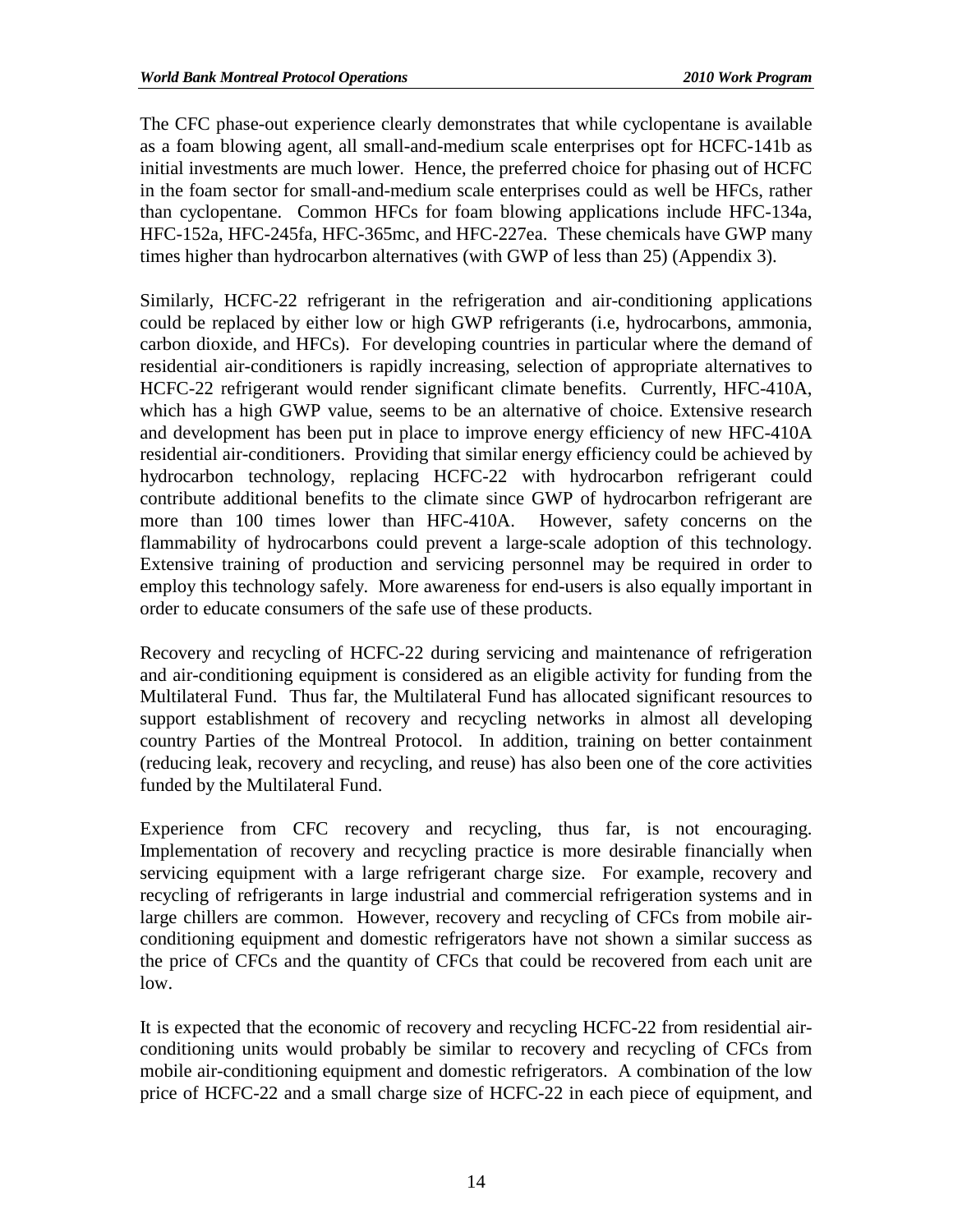The CFC phase-out experience clearly demonstrates that while cyclopentane is available as a foam blowing agent, all small-and-medium scale enterprises opt for HCFC-141b as initial investments are much lower. Hence, the preferred choice for phasing out of HCFC in the foam sector for small-and-medium scale enterprises could as well be HFCs, rather than cyclopentane. Common HFCs for foam blowing applications include HFC-134a, HFC-152a, HFC-245fa, HFC-365mc, and HFC-227ea. These chemicals have GWP many times higher than hydrocarbon alternatives (with GWP of less than 25) (Appendix 3).

Similarly, HCFC-22 refrigerant in the refrigeration and air-conditioning applications could be replaced by either low or high GWP refrigerants (i.e, hydrocarbons, ammonia, carbon dioxide, and HFCs). For developing countries in particular where the demand of residential air-conditioners is rapidly increasing, selection of appropriate alternatives to HCFC-22 refrigerant would render significant climate benefits. Currently, HFC-410A, which has a high GWP value, seems to be an alternative of choice. Extensive research and development has been put in place to improve energy efficiency of new HFC-410A residential air-conditioners. Providing that similar energy efficiency could be achieved by hydrocarbon technology, replacing HCFC-22 with hydrocarbon refrigerant could contribute additional benefits to the climate since GWP of hydrocarbon refrigerant are more than 100 times lower than HFC-410A. However, safety concerns on the flammability of hydrocarbons could prevent a large-scale adoption of this technology. Extensive training of production and servicing personnel may be required in order to employ this technology safely. More awareness for end-users is also equally important in order to educate consumers of the safe use of these products.

Recovery and recycling of HCFC-22 during servicing and maintenance of refrigeration and air-conditioning equipment is considered as an eligible activity for funding from the Multilateral Fund. Thus far, the Multilateral Fund has allocated significant resources to support establishment of recovery and recycling networks in almost all developing country Parties of the Montreal Protocol. In addition, training on better containment (reducing leak, recovery and recycling, and reuse) has also been one of the core activities funded by the Multilateral Fund.

Experience from CFC recovery and recycling, thus far, is not encouraging. Implementation of recovery and recycling practice is more desirable financially when servicing equipment with a large refrigerant charge size. For example, recovery and recycling of refrigerants in large industrial and commercial refrigeration systems and in large chillers are common. However, recovery and recycling of CFCs from mobile air-conditioning equipment and domestic refrigerators have not shown a similar success as the price of CFCs and the quantity of CFCs that could be recovered from each unit are low.

It is expected that the economic of recovery and recycling HCFC-22 from residential air-conditioning units would probably be similar to recovery and recycling of CFCs from mobile air-conditioning equipment and domestic refrigerators. A combination of the low price of HCFC-22 and a small charge size of HCFC-22 in each piece of equipment, and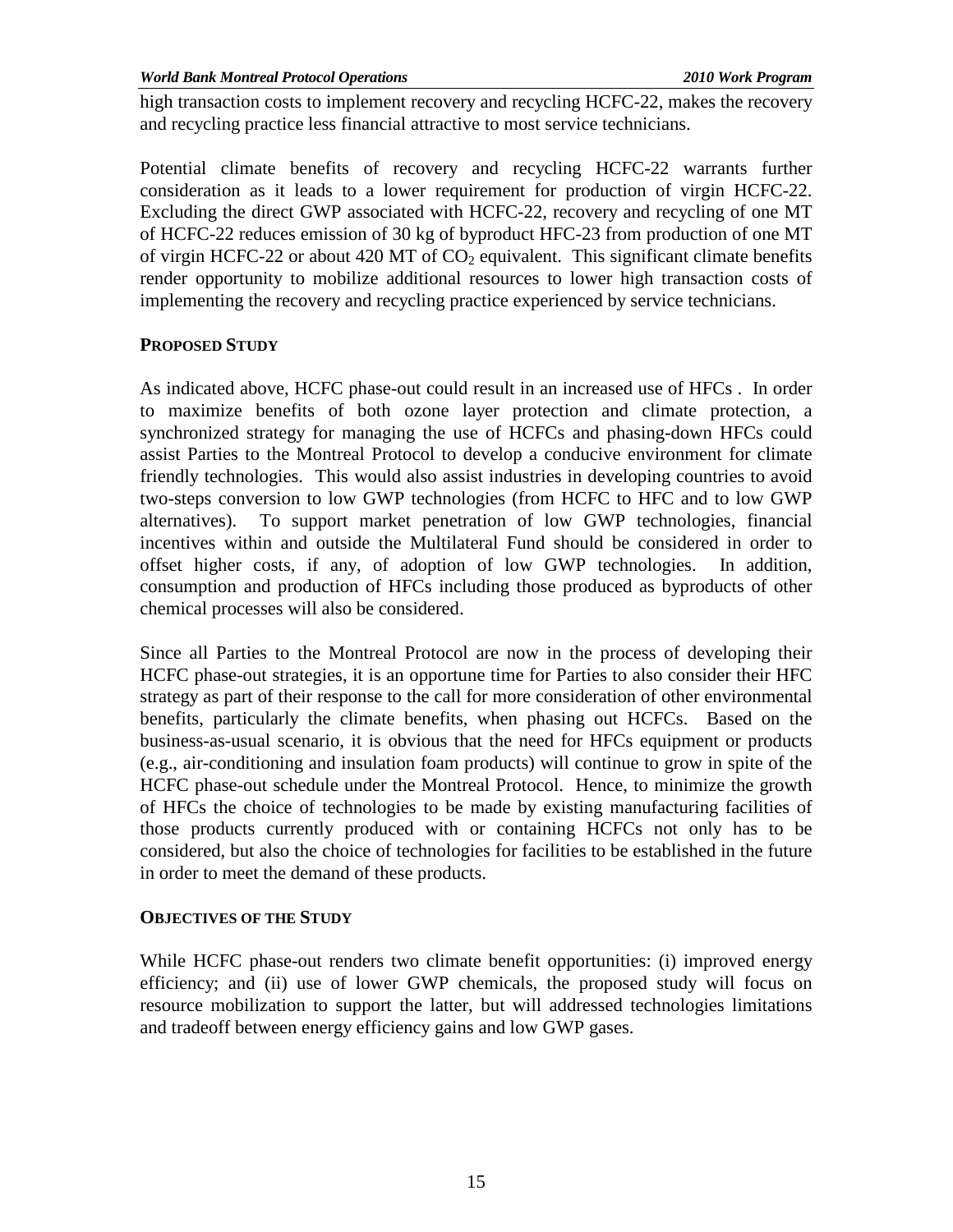high transaction costs to implement recovery and recycling HCFC-22, makes the recovery and recycling practice less financial attractive to most service technicians.

Potential climate benefits of recovery and recycling HCFC-22 warrants further consideration as it leads to a lower requirement for production of virgin HCFC-22. Excluding the direct GWP associated with HCFC-22, recovery and recycling of one MT of HCFC-22 reduces emission of 30 kg of byproduct HFC-23 from production of one MT of virgin HCFC-22 or about 420 MT of $CO_2$ equivalent. This significant climate benefits render opportunity to mobilize additional resources to lower high transaction costs of implementing the recovery and recycling practice experienced by service technicians.

**PROPOSED STUDY**

As indicated above, HCFC phase-out could result in an increased use of HFCs . In order to maximize benefits of both ozone layer protection and climate protection, a synchronized strategy for managing the use of HCFCs and phasing-down HFCs could assist Parties to the Montreal Protocol to develop a conducive environment for climate friendly technologies. This would also assist industries in developing countries to avoid two-steps conversion to low GWP technologies (from HCFC to HFC and to low GWP alternatives). To support market penetration of low GWP technologies, financial incentives within and outside the Multilateral Fund should be considered in order to offset higher costs, if any, of adoption of low GWP technologies. In addition, consumption and production of HFCs including those produced as byproducts of other chemical processes will also be considered.

Since all Parties to the Montreal Protocol are now in the process of developing their HCFC phase-out strategies, it is an opportune time for Parties to also consider their HFC strategy as part of their response to the call for more consideration of other environmental benefits, particularly the climate benefits, when phasing out HCFCs. Based on the business-as-usual scenario, it is obvious that the need for HFCs equipment or products (e.g., air-conditioning and insulation foam products) will continue to grow in spite of the HCFC phase-out schedule under the Montreal Protocol. Hence, to minimize the growth of HFCs the choice of technologies to be made by existing manufacturing facilities of those products currently produced with or containing HCFCs not only has to be considered, but also the choice of technologies for facilities to be established in the future in order to meet the demand of these products.

**OBJECTIVES OF THE STUDY**

While HCFC phase-out renders two climate benefit opportunities: (i) improved energy efficiency; and (ii) use of lower GWP chemicals, the proposed study will focus on resource mobilization to support the latter, but will addressed technologies limitations and tradeoff between energy efficiency gains and low GWP gases.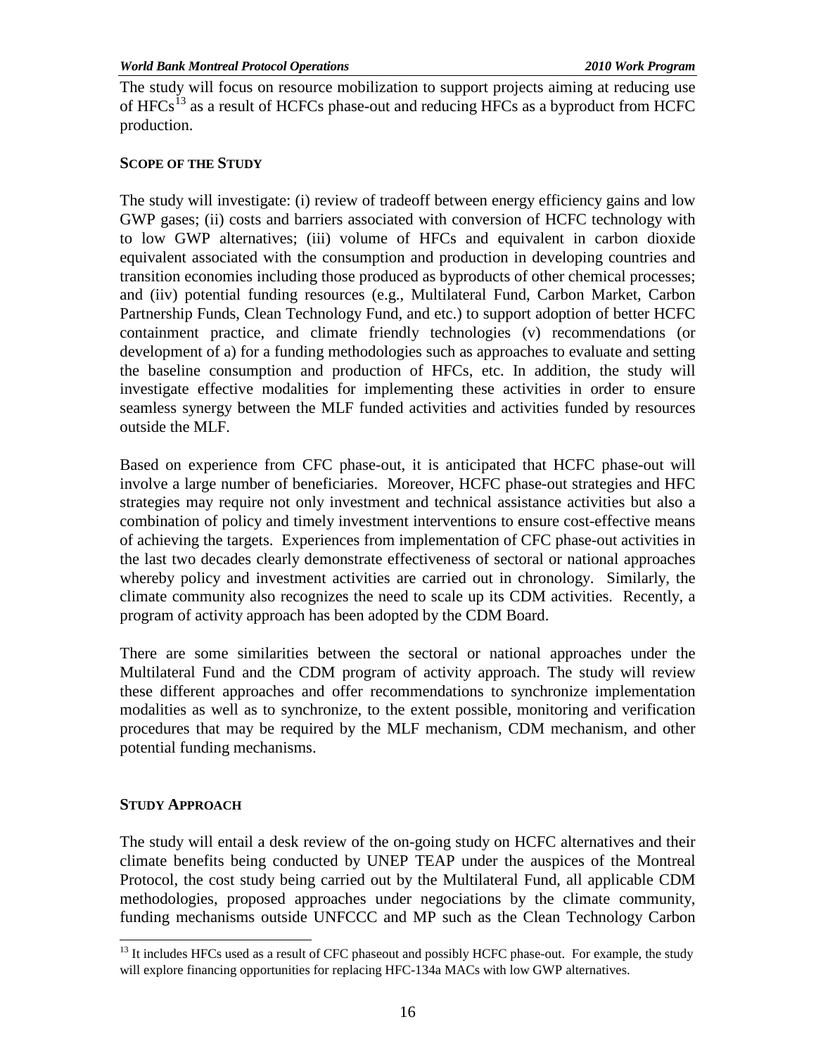The study will focus on resource mobilization to support projects aiming at reducing use of HFCs[13] as a result of HCFCs phase-out and reducing HFCs as a byproduct from HCFC production.

**SCOPE OF THE STUDY**

The study will investigate: (i) review of tradeoff between energy efficiency gains and low GWP gases; (ii) costs and barriers associated with conversion of HCFC technology with to low GWP alternatives; (iii) volume of HFCs and equivalent in carbon dioxide equivalent associated with the consumption and production in developing countries and transition economies including those produced as byproducts of other chemical processes; and (iiv) potential funding resources (e.g., Multilateral Fund, Carbon Market, Carbon Partnership Funds, Clean Technology Fund, and etc.) to support adoption of better HCFC containment practice, and climate friendly technologies (v) recommendations (or development of a) for a funding methodologies such as approaches to evaluate and setting the baseline consumption and production of HFCs, etc. In addition, the study will investigate effective modalities for implementing these activities in order to ensure seamless synergy between the MLF funded activities and activities funded by resources outside the MLF.

Based on experience from CFC phase-out, it is anticipated that HCFC phase-out will involve a large number of beneficiaries. Moreover, HCFC phase-out strategies and HFC strategies may require not only investment and technical assistance activities but also a combination of policy and timely investment interventions to ensure cost-effective means of achieving the targets. Experiences from implementation of CFC phase-out activities in the last two decades clearly demonstrate effectiveness of sectoral or national approaches whereby policy and investment activities are carried out in chronology. Similarly, the climate community also recognizes the need to scale up its CDM activities. Recently, a program of activity approach has been adopted by the CDM Board.

There are some similarities between the sectoral or national approaches under the Multilateral Fund and the CDM program of activity approach. The study will review these different approaches and offer recommendations to synchronize implementation modalities as well as to synchronize, to the extent possible, monitoring and verification procedures that may be required by the MLF mechanism, CDM mechanism, and other potential funding mechanisms.

**STUDY APPROACH**

The study will entail a desk review of the on-going study on HCFC alternatives and their climate benefits being conducted by UNEP TEAP under the auspices of the Montreal Protocol, the cost study being carried out by the Multilateral Fund, all applicable CDM methodologies, proposed approaches under negociations by the climate community, funding mechanisms outside UNFCCC and MP such as the Clean Technology Carbon

---

[13] It includes HFCs used as a result of CFC phaseout and possibly HCFC phase-out. For example, the study will explore financing opportunities for replacing HFC-134a MACs with low GWP alternatives.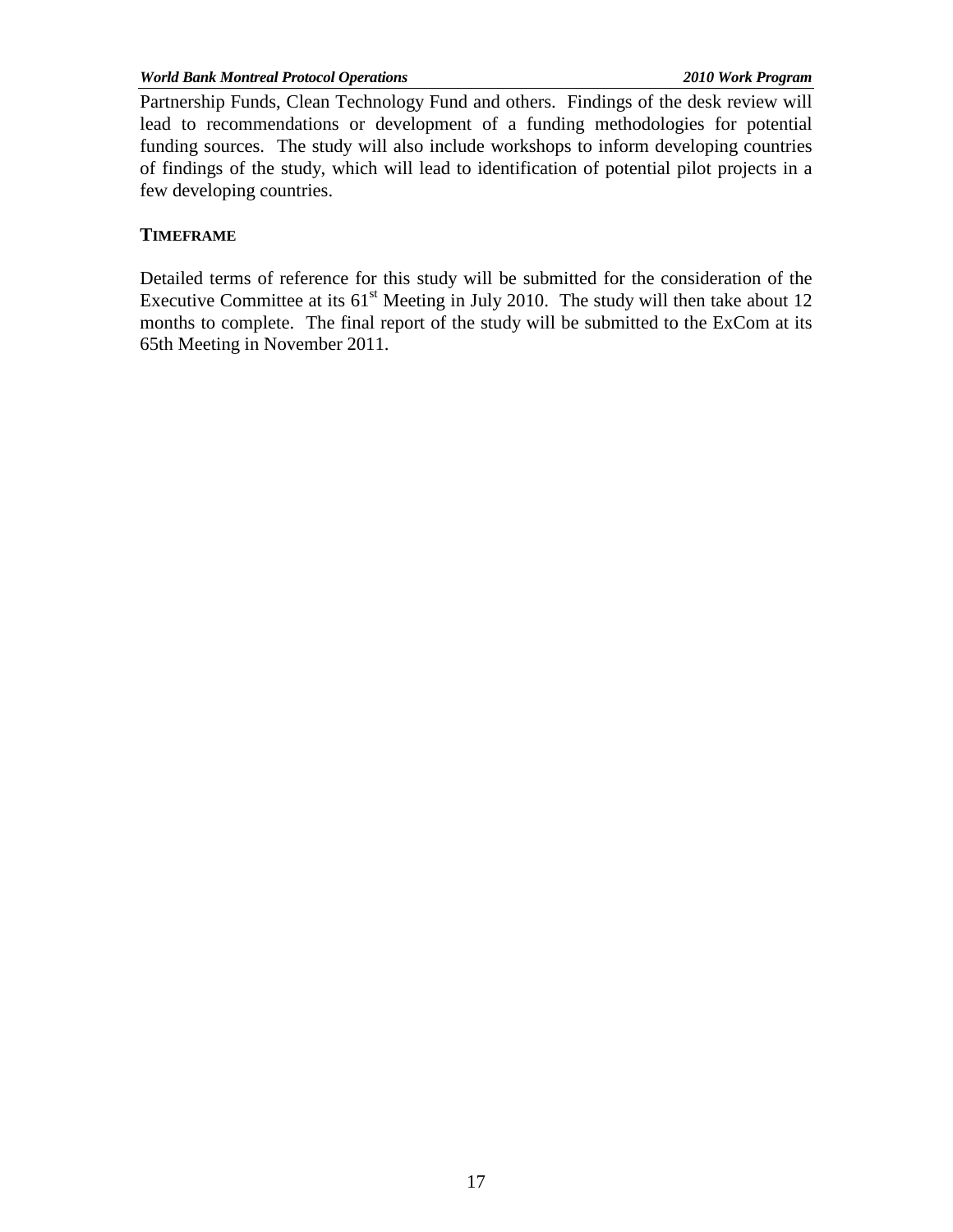Partnership Funds, Clean Technology Fund and others. Findings of the desk review will lead to recommendations or development of a funding methodologies for potential funding sources. The study will also include workshops to inform developing countries of findings of the study, which will lead to identification of potential pilot projects in a few developing countries.

**TIMEFRAME**

Detailed terms of reference for this study will be submitted for the consideration of the Executive Committee at its 61st Meeting in July 2010. The study will then take about 12 months to complete. The final report of the study will be submitted to the ExCom at its 65th Meeting in November 2011.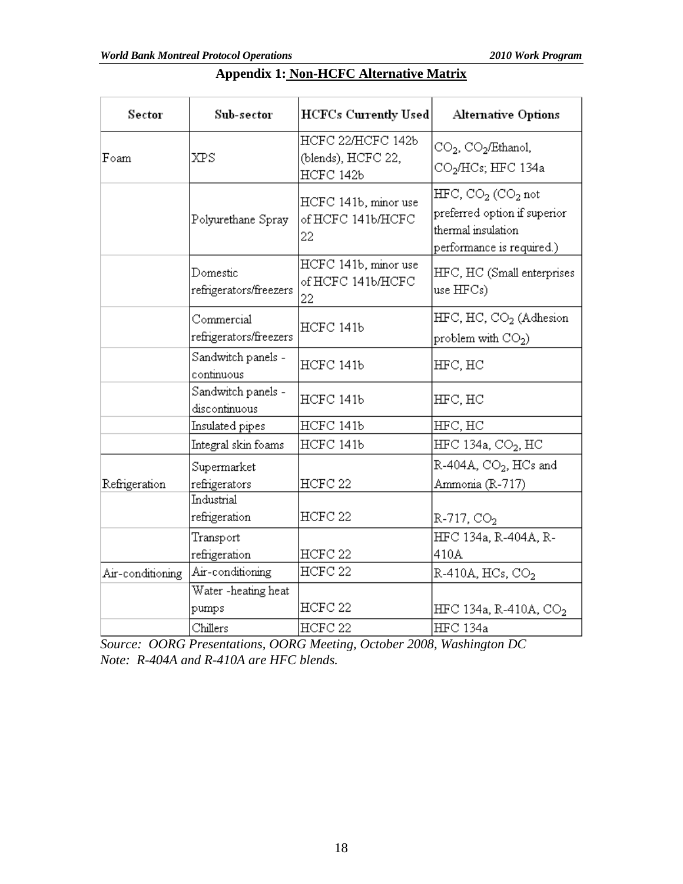## Appendix 1: Non-HCFC Alternative Matrix

| Sector | Sub-sector | HCFCs Currently Used | Alternative Options |
|---|---|---|---|
| Foam | XPS | HCFC 22/HCFC 142b (blends), HCFC 22, HCFC 142b | $CO_2$, $CO_2$/Ethanol, $CO_2$/HCs; HFC 134a |
| | Polyurethane Spray | HCFC 141b, minor use of HCFC 141b/HCFC 22 | HFC, $CO_2$ ($CO_2$ not preferred option if superior thermal insulation performance is required.) |
| | Domestic refrigerators/freezers | HCFC 141b, minor use of HCFC 141b/HCFC 22 | HFC, HC (Small enterprises use HFCs) |
| | Commercial refrigerators/freezers | HCFC 141b | HFC, HC, $CO_2$ (Adhesion problem with $CO_2$) |
| | Sandwitch panels - continuous | HCFC 141b | HFC, HC |
| | Sandwitch panels - discontinuous | HCFC 141b | HFC, HC |
| | Insulated pipes | HCFC 141b | HFC, HC |
| | Integral skin foams | HCFC 141b | HFC 134a, $CO_2$, HC |
| Refrigeration | Supermarket refrigerators | HCFC 22 | R-404A, $CO_2$, HCs and Ammonia (R-717) |
| | Industrial refrigeration | HCFC 22 | R-717, $CO_2$ |
| | Transport refrigeration | HCFC 22 | HFC 134a, R-404A, R-410A |
| Air-conditioning | Air-conditioning | HCFC 22 | R-410A, HCs, $CO_2$ |
| | Water -heating heat pumps | HCFC 22 | HFC 134a, R-410A, $CO_2$ |
| | Chillers | HCFC 22 | HFC 134a |

*Source: OORG Presentations, OORG Meeting, October 2008, Washington DC*
*Note: R-404A and R-410A are HFC blends.*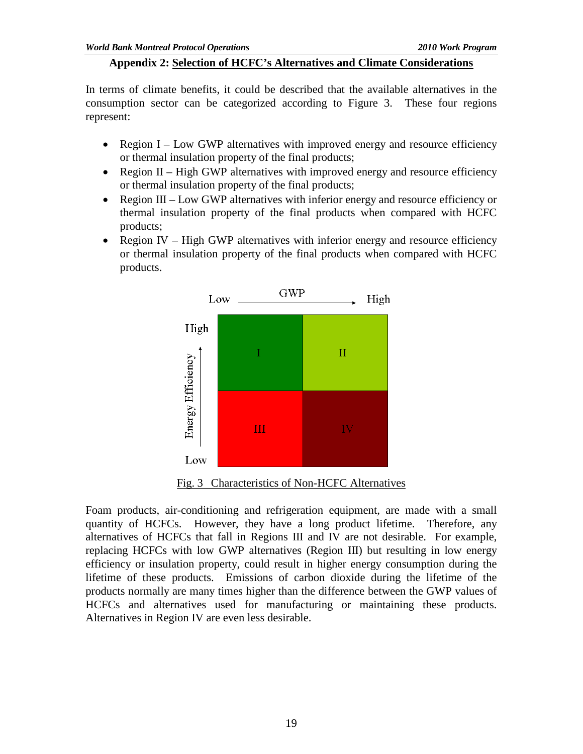## Appendix 2: Selection of HCFC's Alternatives and Climate Considerations

In terms of climate benefits, it could be described that the available alternatives in the consumption sector can be categorized according to Figure 3. These four regions represent:

- Region I – Low GWP alternatives with improved energy and resource efficiency or thermal insulation property of the final products;
- Region II – High GWP alternatives with improved energy and resource efficiency or thermal insulation property of the final products;
- Region III – Low GWP alternatives with inferior energy and resource efficiency or thermal insulation property of the final products when compared with HCFC products;
- Region IV – High GWP alternatives with inferior energy and resource efficiency or thermal insulation property of the final products when compared with HCFC products.

| Energy Efficiency \ GWP | Low | High |
| --- | --- | --- |
| High | I | II |
| Low | III | IV |

Fig. 3 Characteristics of Non-HCFC Alternatives

Foam products, air-conditioning and refrigeration equipment, are made with a small quantity of HCFCs. However, they have a long product lifetime. Therefore, any alternatives of HCFCs that fall in Regions III and IV are not desirable. For example, replacing HCFCs with low GWP alternatives (Region III) but resulting in low energy efficiency or insulation property, could result in higher energy consumption during the lifetime of these products. Emissions of carbon dioxide during the lifetime of the products normally are many times higher than the difference between the GWP values of HCFCs and alternatives used for manufacturing or maintaining these products. Alternatives in Region IV are even less desirable.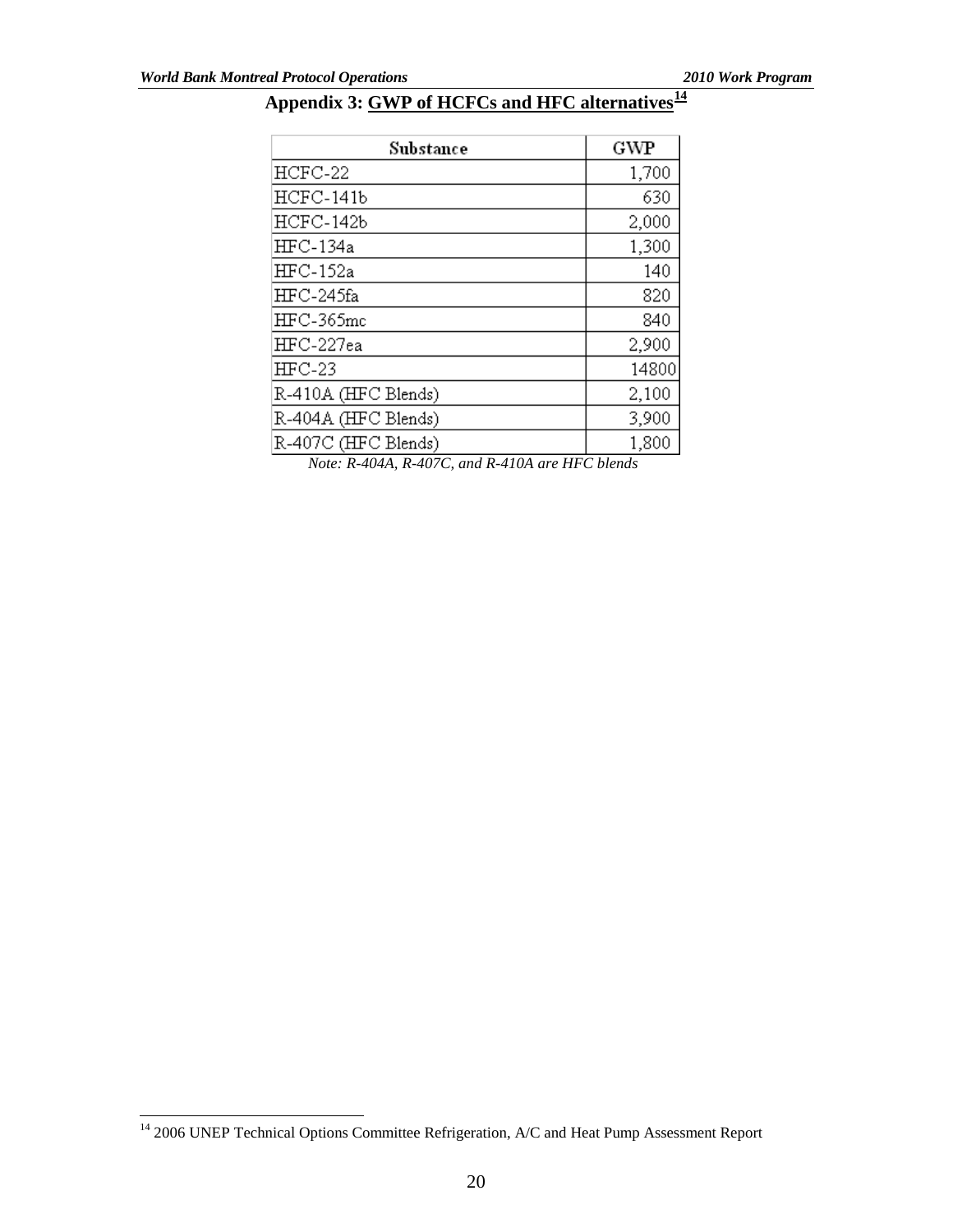## Appendix 3: GWP of HCFCs and HFC alternatives[14]

| Substance | GWP |
|---|---|
| HCFC-22 | 1,700 |
| HCFC-141b | 630 |
| HCFC-142b | 2,000 |
| HFC-134a | 1,300 |
| HFC-152a | 140 |
| HFC-245fa | 820 |
| HFC-365mc | 840 |
| HFC-227ea | 2,900 |
| HFC-23 | 14800 |
| R-410A (HFC Blends) | 2,100 |
| R-404A (HFC Blends) | 3,900 |
| R-407C (HFC Blends) | 1,800 |

*Note: R-404A, R-407C, and R-410A are HFC blends*

[14] 2006 UNEP Technical Options Committee Refrigeration, A/C and Heat Pump Assessment Report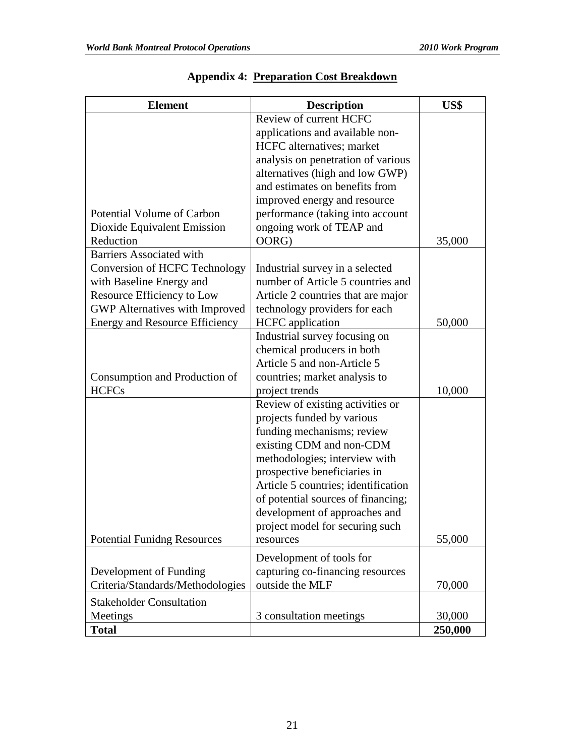## Appendix 4: Preparation Cost Breakdown

| Element | Description | US$ |
|---|---|---|
| Potential Volume of Carbon Dioxide Equivalent Emission Reduction | Review of current HCFC applications and available non-HCFC alternatives; market analysis on penetration of various alternatives (high and low GWP) and estimates on benefits from improved energy and resource performance (taking into account ongoing work of TEAP and OORG) | 35,000 |
| Barriers Associated with Conversion of HCFC Technology with Baseline Energy and Resource Efficiency to Low GWP Alternatives with Improved Energy and Resource Efficiency | Industrial survey in a selected number of Article 5 countries and Article 2 countries that are major technology providers for each HCFC application | 50,000 |
| Consumption and Production of HCFCs | Industrial survey focusing on chemical producers in both Article 5 and non-Article 5 countries; market analysis to project trends | 10,000 |
| Potential Funidng Resources | Review of existing activities or projects funded by various funding mechanisms; review existing CDM and non-CDM methodologies; interview with prospective beneficiaries in Article 5 countries; identification of potential sources of financing; development of approaches and project model for securing such resources | 55,000 |
| Development of Funding Criteria/Standards/Methodologies | Development of tools for capturing co-financing resources outside the MLF | 70,000 |
| Stakeholder Consultation Meetings | 3 consultation meetings | 30,000 |
| **Total** | | **250,000** |